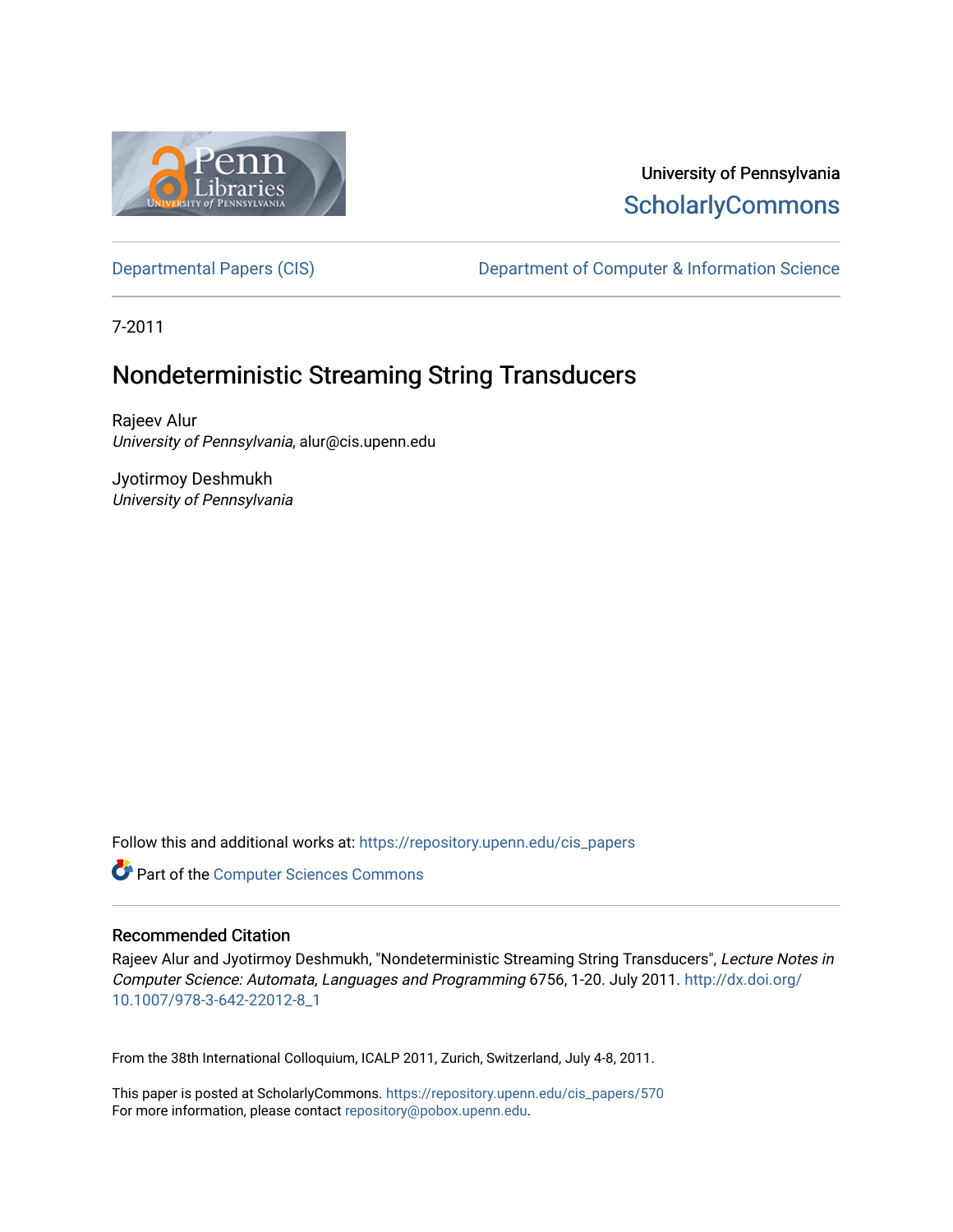University of Pennsylvania
ScholarlyCommons

Departmental Papers (CIS) | Department of Computer & Information Science

7-2011

# Nondeterministic Streaming String Transducers

Rajeev Alur
*University of Pennsylvania*, alur@cis.upenn.edu

Jyotirmoy Deshmukh
*University of Pennsylvania*

Follow this and additional works at: https://repository.upenn.edu/cis_papers

Part of the Computer Sciences Commons

## Recommended Citation

Rajeev Alur and Jyotirmoy Deshmukh, "Nondeterministic Streaming String Transducers", *Lecture Notes in Computer Science: Automata, Languages and Programming* 6756, 1-20. July 2011. http://dx.doi.org/10.1007/978-3-642-22012-8_1

From the 38th International Colloquium, ICALP 2011, Zurich, Switzerland, July 4-8, 2011.

This paper is posted at ScholarlyCommons. https://repository.upenn.edu/cis_papers/570
For more information, please contact repository@pobox.upenn.edu.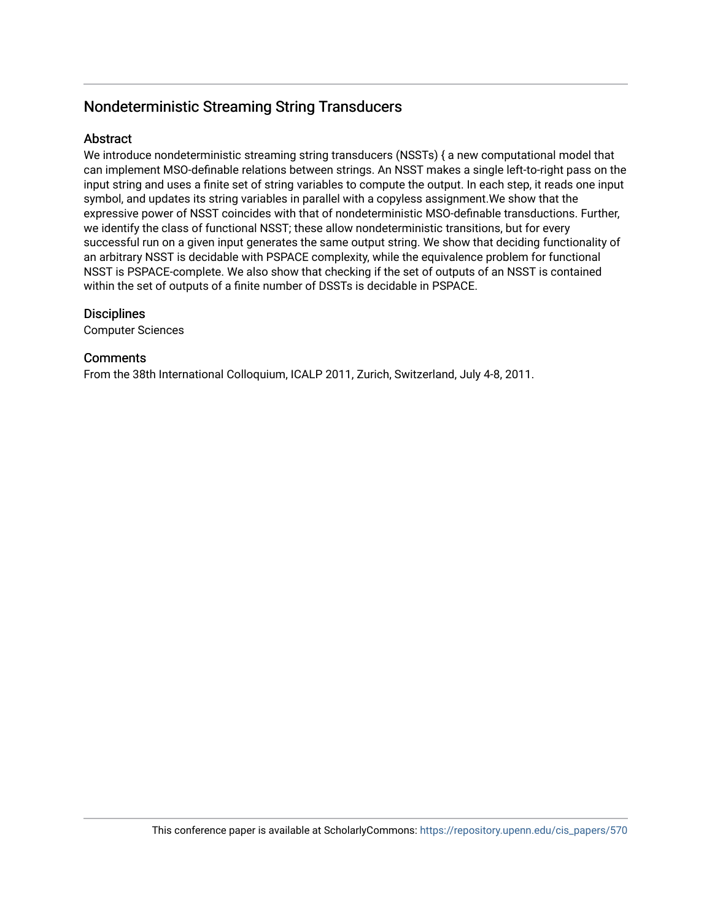## Nondeterministic Streaming String Transducers

### Abstract

We introduce nondeterministic streaming string transducers (NSSTs) { a new computational model that can implement MSO-definable relations between strings. An NSST makes a single left-to-right pass on the input string and uses a finite set of string variables to compute the output. In each step, it reads one input symbol, and updates its string variables in parallel with a copyless assignment.We show that the expressive power of NSST coincides with that of nondeterministic MSO-definable transductions. Further, we identify the class of functional NSST; these allow nondeterministic transitions, but for every successful run on a given input generates the same output string. We show that deciding functionality of an arbitrary NSST is decidable with PSPACE complexity, while the equivalence problem for functional NSST is PSPACE-complete. We also show that checking if the set of outputs of an NSST is contained within the set of outputs of a finite number of DSSTs is decidable in PSPACE.

### Disciplines

Computer Sciences

### Comments

From the 38th International Colloquium, ICALP 2011, Zurich, Switzerland, July 4-8, 2011.

This conference paper is available at ScholarlyCommons: https://repository.upenn.edu/cis_papers/570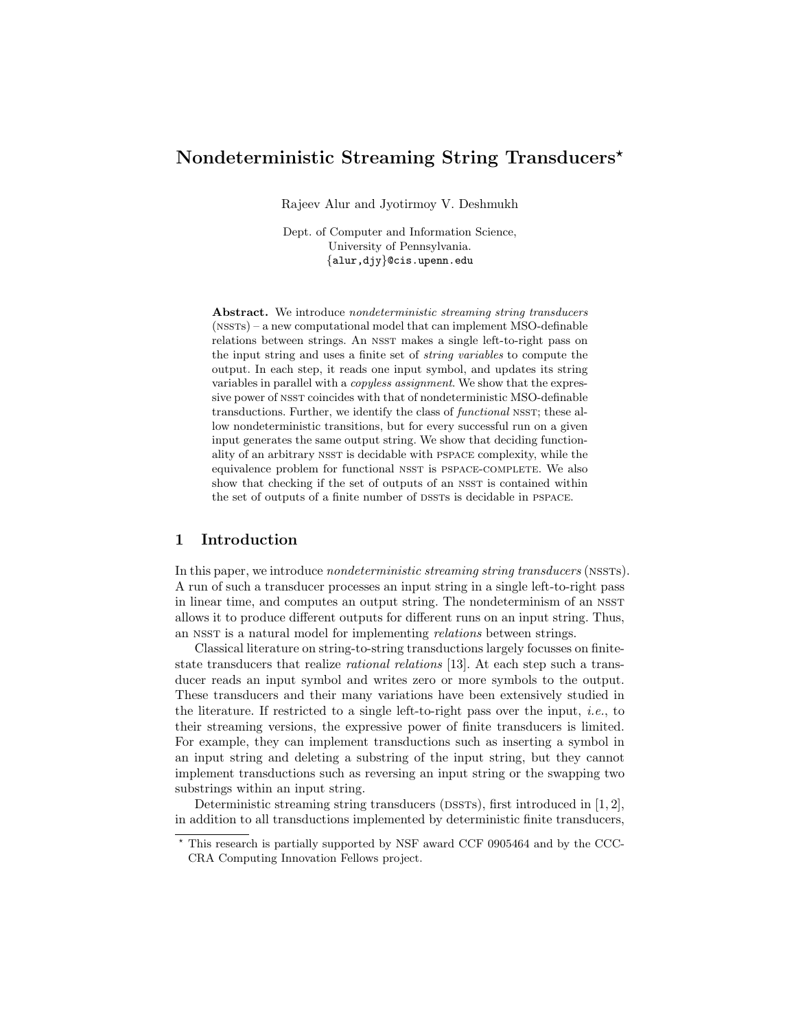# Nondeterministic Streaming String Transducers*

Rajeev Alur and Jyotirmoy V. Deshmukh

Dept. of Computer and Information Science,
University of Pennsylvania.
{alur,djy}@cis.upenn.edu

**Abstract.** We introduce *nondeterministic streaming string transducers* (NSSTs) – a new computational model that can implement MSO-definable relations between strings. An NSST makes a single left-to-right pass on the input string and uses a finite set of *string variables* to compute the output. In each step, it reads one input symbol, and updates its string variables in parallel with a *copyless assignment*. We show that the expressive power of NSST coincides with that of nondeterministic MSO-definable transductions. Further, we identify the class of *functional* NSST; these allow nondeterministic transitions, but for every successful run on a given input generates the same output string. We show that deciding functionality of an arbitrary NSST is decidable with PSPACE complexity, while the equivalence problem for functional NSST is PSPACE-COMPLETE. We also show that checking if the set of outputs of an NSST is contained within the set of outputs of a finite number of DSSTs is decidable in PSPACE.

## 1 Introduction

In this paper, we introduce *nondeterministic streaming string transducers* (NSSTs). A run of such a transducer processes an input string in a single left-to-right pass in linear time, and computes an output string. The nondeterminism of an NSST allows it to produce different outputs for different runs on an input string. Thus, an NSST is a natural model for implementing *relations* between strings.

Classical literature on string-to-string transductions largely focusses on finite-state transducers that realize *rational relations* [13]. At each step such a transducer reads an input symbol and writes zero or more symbols to the output. These transducers and their many variations have been extensively studied in the literature. If restricted to a single left-to-right pass over the input, *i.e.*, to their streaming versions, the expressive power of finite transducers is limited. For example, they can implement transductions such as inserting a symbol in an input string and deleting a substring of the input string, but they cannot implement transductions such as reversing an input string or the swapping two substrings within an input string.

Deterministic streaming string transducers (DSSTs), first introduced in [1, 2], in addition to all transductions implemented by deterministic finite transducers,

* This research is partially supported by NSF award CCF 0905464 and by the CCC-CRA Computing Innovation Fellows project.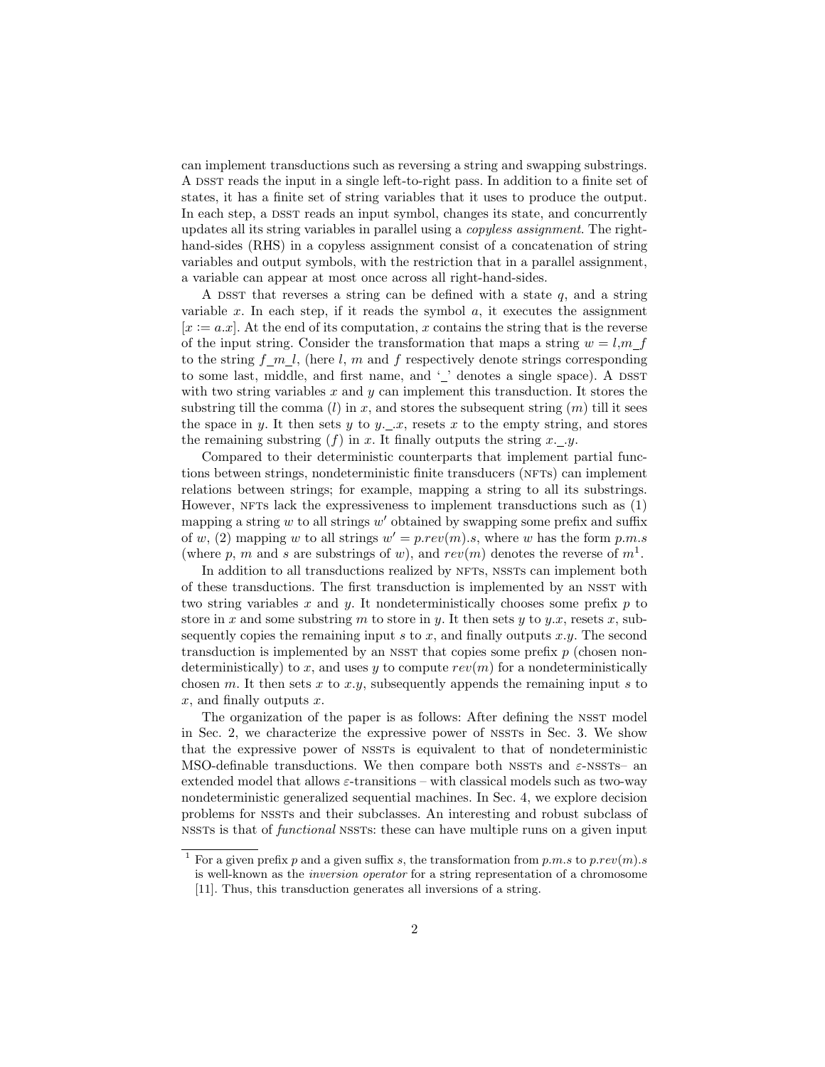can implement transductions such as reversing a string and swapping substrings. A DSST reads the input in a single left-to-right pass. In addition to a finite set of states, it has a finite set of string variables that it uses to produce the output. In each step, a DSST reads an input symbol, changes its state, and concurrently updates all its string variables in parallel using a *copyless assignment*. The right-hand-sides (RHS) in a copyless assignment consist of a concatenation of string variables and output symbols, with the restriction that in a parallel assignment, a variable can appear at most once across all right-hand-sides.

A DSST that reverses a string can be defined with a state $q$, and a string variable $x$. In each step, if it reads the symbol $a$, it executes the assignment $[x := a.x]$. At the end of its computation, $x$ contains the string that is the reverse of the input string. Consider the transformation that maps a string $w = l,m\_f$ to the string $f\_m\_l$, (here $l$, $m$ and $f$ respectively denote strings corresponding to some last, middle, and first name, and '\_' denotes a single space). A DSST with two string variables $x$ and $y$ can implement this transduction. It stores the substring till the comma ($l$) in $x$, and stores the subsequent string ($m$) till it sees the space in $y$. It then sets $y$ to $y.\_.x$, resets $x$ to the empty string, and stores the remaining substring ($f$) in $x$. It finally outputs the string $x.\_.y$.

Compared to their deterministic counterparts that implement partial functions between strings, nondeterministic finite transducers (NFTs) can implement relations between strings; for example, mapping a string to all its substrings. However, NFTs lack the expressiveness to implement transductions such as (1) mapping a string $w$ to all strings $w'$ obtained by swapping some prefix and suffix of $w$, (2) mapping $w$ to all strings $w' = p.rev(m).s$, where $w$ has the form $p.m.s$ (where $p$, $m$ and $s$ are substrings of $w$), and $rev(m)$ denotes the reverse of $m$[1].

In addition to all transductions realized by NFTs, NSSTs can implement both of these transductions. The first transduction is implemented by an NSST with two string variables $x$ and $y$. It nondeterministically chooses some prefix $p$ to store in $x$ and some substring $m$ to store in $y$. It then sets $y$ to $y.x$, resets $x$, subsequently copies the remaining input $s$ to $x$, and finally outputs $x.y$. The second transduction is implemented by an NSST that copies some prefix $p$ (chosen nondeterministically) to $x$, and uses $y$ to compute $rev(m)$ for a nondeterministically chosen $m$. It then sets $x$ to $x.y$, subsequently appends the remaining input $s$ to $x$, and finally outputs $x$.

The organization of the paper is as follows: After defining the NSST model in Sec. 2, we characterize the expressive power of NSSTs in Sec. 3. We show that the expressive power of NSSTs is equivalent to that of nondeterministic MSO-definable transductions. We then compare both NSSTs and $\varepsilon$-NSSTs– an extended model that allows $\varepsilon$-transitions – with classical models such as two-way nondeterministic generalized sequential machines. In Sec. 4, we explore decision problems for NSSTs and their subclasses. An interesting and robust subclass of NSSTs is that of *functional* NSSTs: these can have multiple runs on a given input

[1] For a given prefix $p$ and a given suffix $s$, the transformation from $p.m.s$ to $p.rev(m).s$ is well-known as the *inversion operator* for a string representation of a chromosome [11]. Thus, this transduction generates all inversions of a string.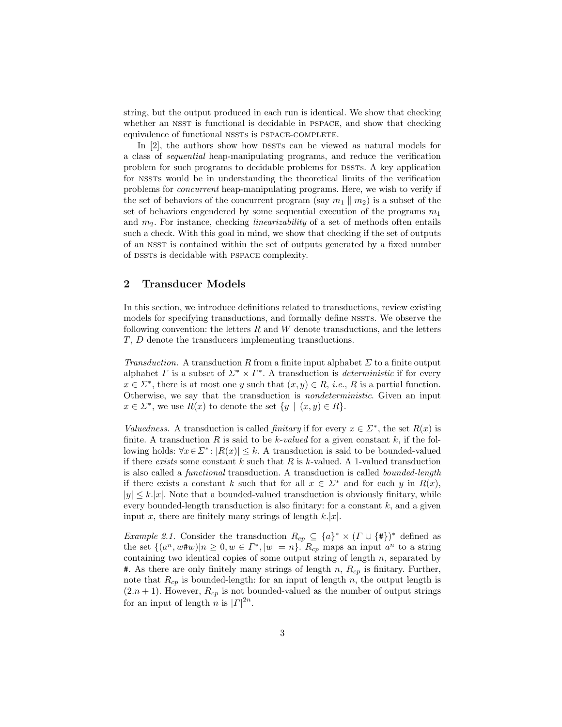string, but the output produced in each run is identical. We show that checking whether an NSST is functional is decidable in PSPACE, and show that checking equivalence of functional NSSTs is PSPACE-COMPLETE.

In [2], the authors show how DSSTs can be viewed as natural models for a class of *sequential* heap-manipulating programs, and reduce the verification problem for such programs to decidable problems for DSSTs. A key application for NSSTs would be in understanding the theoretical limits of the verification problems for *concurrent* heap-manipulating programs. Here, we wish to verify if the set of behaviors of the concurrent program (say $m_1 \parallel m_2$) is a subset of the set of behaviors engendered by some sequential execution of the programs $m_1$ and $m_2$. For instance, checking *linearizability* of a set of methods often entails such a check. With this goal in mind, we show that checking if the set of outputs of an NSST is contained within the set of outputs generated by a fixed number of DSSTs is decidable with PSPACE complexity.

## 2 Transducer Models

In this section, we introduce definitions related to transductions, review existing models for specifying transductions, and formally define NSSTs. We observe the following convention: the letters $R$ and $W$ denote transductions, and the letters $T$, $D$ denote the transducers implementing transductions.

*Transduction.* A transduction $R$ from a finite input alphabet $\Sigma$ to a finite output alphabet $\Gamma$ is a subset of $\Sigma^* \times \Gamma^*$. A transduction is *deterministic* if for every $x \in \Sigma^*$, there is at most one $y$ such that $(x, y) \in R$, *i.e.*, $R$ is a partial function. Otherwise, we say that the transduction is *nondeterministic*. Given an input $x \in \Sigma^*$, we use $R(x)$ to denote the set $\{y \mid (x, y) \in R\}$.

*Valuedness.* A transduction is called *finitary* if for every $x \in \Sigma^*$, the set $R(x)$ is finite. A transduction $R$ is said to be $k$*-valued* for a given constant $k$, if the following holds: $\forall x \in \Sigma^* : |R(x)| \leq k$. A transduction is said to be bounded-valued if there *exists* some constant $k$ such that $R$ is $k$-valued. A 1-valued transduction is also called a *functional* transduction. A transduction is called *bounded-length* if there exists a constant $k$ such that for all $x \in \Sigma^*$ and for each $y$ in $R(x)$, $|y| \leq k.|x|$. Note that a bounded-valued transduction is obviously finitary, while every bounded-length transduction is also finitary: for a constant $k$, and a given input $x$, there are finitely many strings of length $k.|x|$.

*Example 2.1.* Consider the transduction $R_{cp} \subseteq \{a\}^* \times (\Gamma \cup \{\#\})^*$ defined as the set $\{(a^n, w\#w) | n \geq 0, w \in \Gamma^*, |w| = n\}$. $R_{cp}$ maps an input $a^n$ to a string containing two identical copies of some output string of length $n$, separated by #. As there are only finitely many strings of length $n$, $R_{cp}$ is finitary. Further, note that $R_{cp}$ is bounded-length: for an input of length $n$, the output length is $(2.n + 1)$. However, $R_{cp}$ is not bounded-valued as the number of output strings for an input of length $n$ is $|\Gamma|^{2n}$.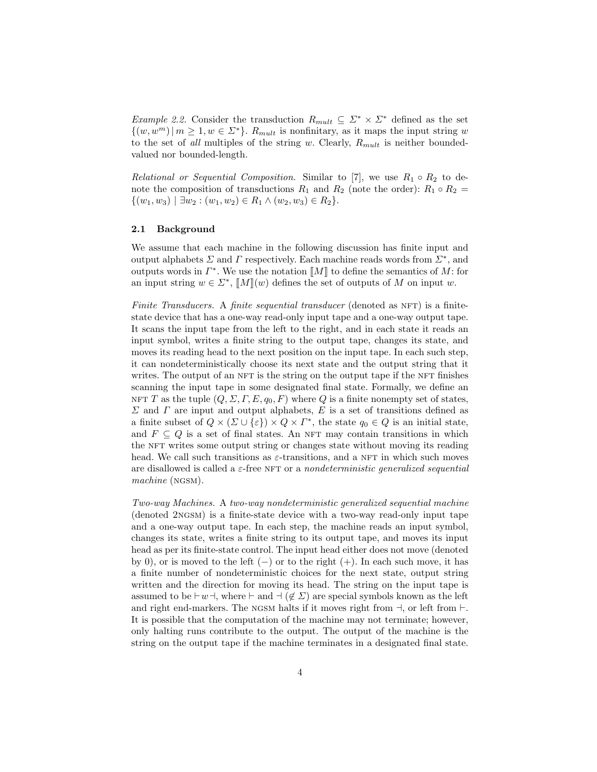*Example 2.2.* Consider the transduction $R_{mult} \subseteq \Sigma^* \times \Sigma^*$ defined as the set $\{(w, w^m) \,|\, m \geq 1, w \in \Sigma^*\}$. $R_{mult}$ is nonfinitary, as it maps the input string $w$ to the set of *all* multiples of the string $w$. Clearly, $R_{mult}$ is neither bounded-valued nor bounded-length.

*Relational or Sequential Composition.* Similar to [7], we use $R_1 \circ R_2$ to denote the composition of transductions $R_1$ and $R_2$ (note the order): $R_1 \circ R_2 = \{(w_1, w_3) \mid \exists w_2 : (w_1, w_2) \in R_1 \wedge (w_2, w_3) \in R_2\}$.

### 2.1 Background

We assume that each machine in the following discussion has finite input and output alphabets $\Sigma$ and $\Gamma$ respectively. Each machine reads words from $\Sigma^*$, and outputs words in $\Gamma^*$. We use the notation $[\![M]\!]$ to define the semantics of $M$: for an input string $w \in \Sigma^*$, $[\![M]\!](w)$ defines the set of outputs of $M$ on input $w$.

*Finite Transducers.* A *finite sequential transducer* (denoted as NFT) is a finite-state device that has a one-way read-only input tape and a one-way output tape. It scans the input tape from the left to the right, and in each state it reads an input symbol, writes a finite string to the output tape, changes its state, and moves its reading head to the next position on the input tape. In each such step, it can nondeterministically choose its next state and the output string that it writes. The output of an NFT is the string on the output tape if the NFT finishes scanning the input tape in some designated final state. Formally, we define an NFT $T$ as the tuple $(Q, \Sigma, \Gamma, E, q_0, F)$ where $Q$ is a finite nonempty set of states, $\Sigma$ and $\Gamma$ are input and output alphabets, $E$ is a set of transitions defined as a finite subset of $Q \times (\Sigma \cup \{\varepsilon\}) \times Q \times \Gamma^*$, the state $q_0 \in Q$ is an initial state, and $F \subseteq Q$ is a set of final states. An NFT may contain transitions in which the NFT writes some output string or changes state without moving its reading head. We call such transitions as $\varepsilon$-transitions, and a NFT in which such moves are disallowed is called a $\varepsilon$-free NFT or a *nondeterministic generalized sequential machine* (NGSM).

*Two-way Machines.* A *two-way nondeterministic generalized sequential machine* (denoted 2NGSM) is a finite-state device with a two-way read-only input tape and a one-way output tape. In each step, the machine reads an input symbol, changes its state, writes a finite string to its output tape, and moves its input head as per its finite-state control. The input head either does not move (denoted by 0), or is moved to the left ($-$) or to the right ($+$). In each such move, it has a finite number of nondeterministic choices for the next state, output string written and the direction for moving its head. The string on the input tape is assumed to be $\vdash w \dashv$, where $\vdash$ and $\dashv$ ($\notin \Sigma$) are special symbols known as the left and right end-markers. The NGSM halts if it moves right from $\dashv$, or left from $\vdash$. It is possible that the computation of the machine may not terminate; however, only halting runs contribute to the output. The output of the machine is the string on the output tape if the machine terminates in a designated final state.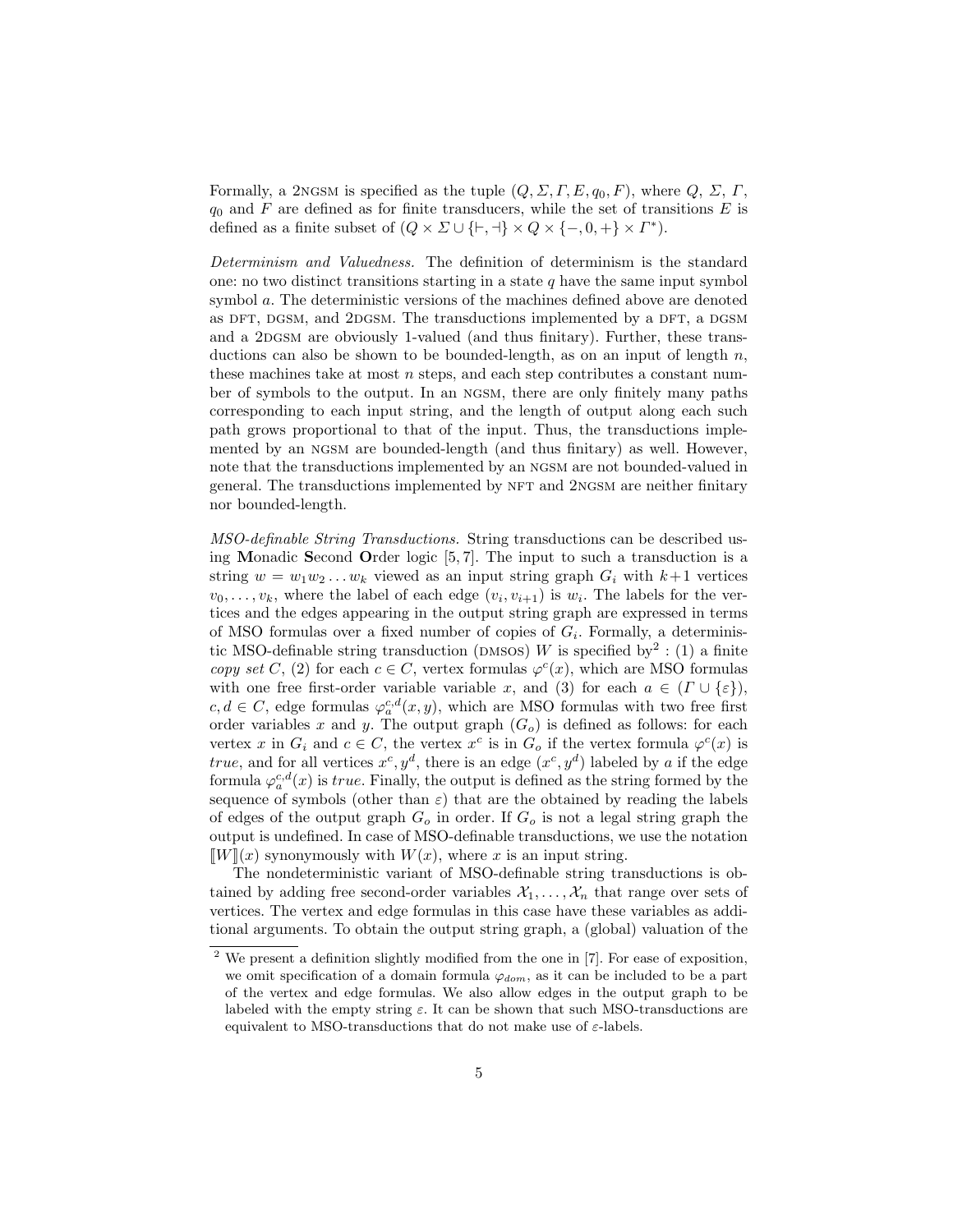Formally, a 2NGSM is specified as the tuple $(Q, \Sigma, \Gamma, E, q_0, F)$, where $Q$, $\Sigma$, $\Gamma$, $q_0$ and $F$ are defined as for finite transducers, while the set of transitions $E$ is defined as a finite subset of $(Q \times \Sigma \cup \{\vdash, \dashv\} \times Q \times \{-, 0, +\} \times \Gamma^*)$.

*Determinism and Valuedness.* The definition of determinism is the standard one: no two distinct transitions starting in a state $q$ have the same input symbol symbol $a$. The deterministic versions of the machines defined above are denoted as DFT, DGSM, and 2DGSM. The transductions implemented by a DFT, a DGSM and a 2DGSM are obviously 1-valued (and thus finitary). Further, these transductions can also be shown to be bounded-length, as on an input of length $n$, these machines take at most $n$ steps, and each step contributes a constant number of symbols to the output. In an NGSM, there are only finitely many paths corresponding to each input string, and the length of output along each such path grows proportional to that of the input. Thus, the transductions implemented by an NGSM are bounded-length (and thus finitary) as well. However, note that the transductions implemented by an NGSM are not bounded-valued in general. The transductions implemented by NFT and 2NGSM are neither finitary nor bounded-length.

*MSO-definable String Transductions.* String transductions can be described using **M**onadic **S**econd **O**rder logic [5, 7]. The input to such a transduction is a string $w = w_1 w_2 \dots w_k$ viewed as an input string graph $G_i$ with $k+1$ vertices $v_0, \dots, v_k$, where the label of each edge $(v_i, v_{i+1})$ is $w_i$. The labels for the vertices and the edges appearing in the output string graph are expressed in terms of MSO formulas over a fixed number of copies of $G_i$. Formally, a deterministic MSO-definable string transduction (DMSOS) $W$ is specified by[2] : (1) a finite *copy set* $C$, (2) for each $c \in C$, vertex formulas $\varphi^c(x)$, which are MSO formulas with one free first-order variable variable $x$, and (3) for each $a \in (\Gamma \cup \{\varepsilon\})$, $c, d \in C$, edge formulas $\varphi_a^{c,d}(x, y)$, which are MSO formulas with two free first order variables $x$ and $y$. The output graph $(G_o)$ is defined as follows: for each vertex $x$ in $G_i$ and $c \in C$, the vertex $x^c$ is in $G_o$ if the vertex formula $\varphi^c(x)$ is *true*, and for all vertices $x^c, y^d$, there is an edge $(x^c, y^d)$ labeled by $a$ if the edge formula $\varphi_a^{c,d}(x)$ is *true*. Finally, the output is defined as the string formed by the sequence of symbols (other than $\varepsilon$) that are the obtained by reading the labels of edges of the output graph $G_o$ in order. If $G_o$ is not a legal string graph the output is undefined. In case of MSO-definable transductions, we use the notation $[\![W]\!](x)$ synonymously with $W(x)$, where $x$ is an input string.

The nondeterministic variant of MSO-definable string transductions is obtained by adding free second-order variables $\mathcal{X}_1, \dots, \mathcal{X}_n$ that range over sets of vertices. The vertex and edge formulas in this case have these variables as additional arguments. To obtain the output string graph, a (global) valuation of the

---

[2] We present a definition slightly modified from the one in [7]. For ease of exposition, we omit specification of a domain formula $\varphi_{dom}$, as it can be included to be a part of the vertex and edge formulas. We also allow edges in the output graph to be labeled with the empty string $\varepsilon$. It can be shown that such MSO-transductions are equivalent to MSO-transductions that do not make use of $\varepsilon$-labels.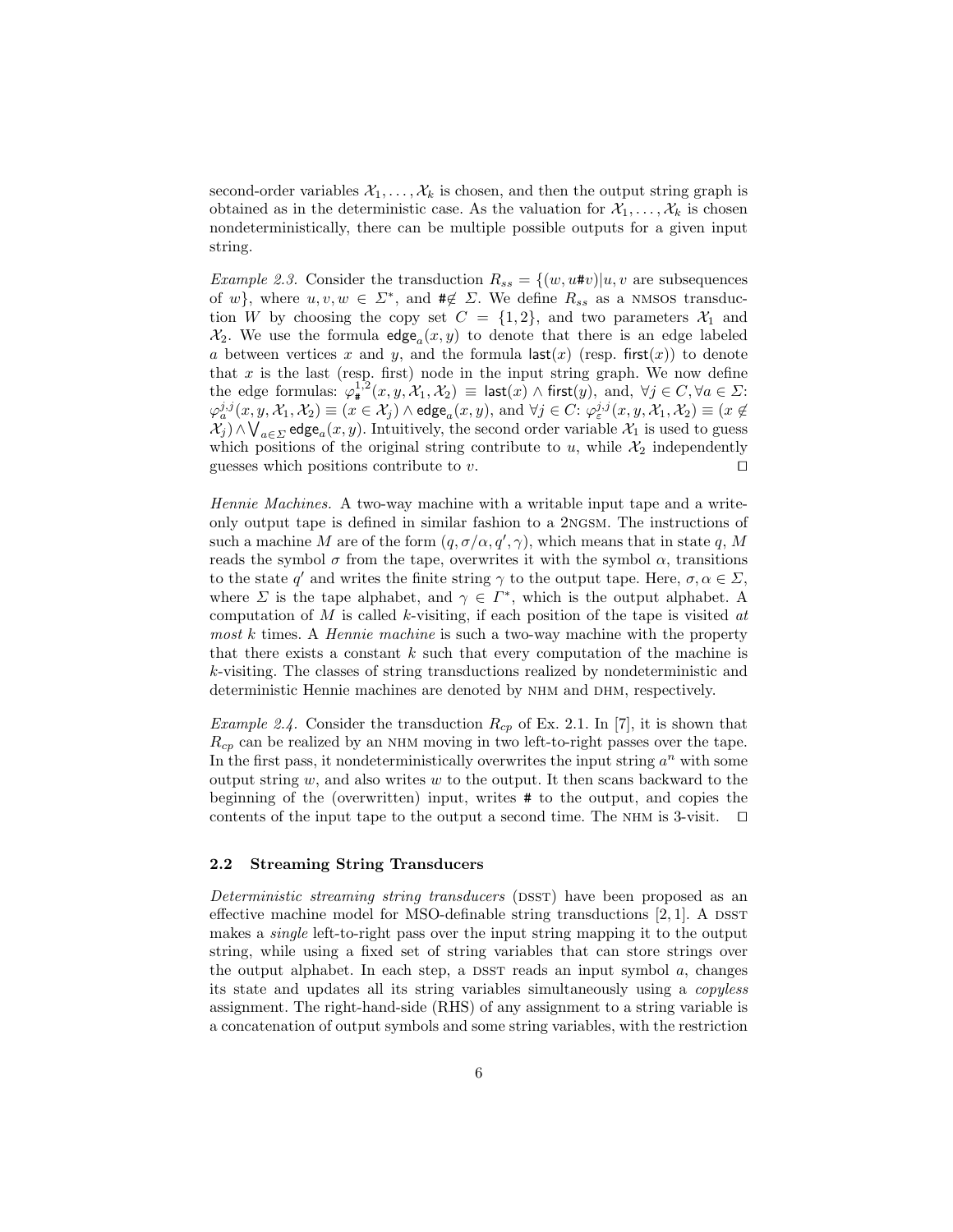second-order variables $\mathcal{X}_1, \ldots, \mathcal{X}_k$ is chosen, and then the output string graph is obtained as in the deterministic case. As the valuation for $\mathcal{X}_1, \ldots, \mathcal{X}_k$ is chosen nondeterministically, there can be multiple possible outputs for a given input string.

*Example 2.3.* Consider the transduction $R_{ss} = \{(w, u\#v) | u, v \text{ are subsequences of } w\}$, where $u, v, w \in \Sigma^*$, and $\# \notin \Sigma$. We define $R_{ss}$ as a NMSOS transduction $W$ by choosing the copy set $C = \{1, 2\}$, and two parameters $\mathcal{X}_1$ and $\mathcal{X}_2$. We use the formula $\mathsf{edge}_a(x, y)$ to denote that there is an edge labeled $a$ between vertices $x$ and $y$, and the formula $\mathsf{last}(x)$ (resp. $\mathsf{first}(x)$) to denote that $x$ is the last (resp. first) node in the input string graph. We now define the edge formulas: $\varphi_{\#}^{1,2}(x, y, \mathcal{X}_1, \mathcal{X}_2) \equiv \mathsf{last}(x) \wedge \mathsf{first}(y)$, and, $\forall j \in C, \forall a \in \Sigma$: $\varphi_a^{j,j}(x, y, \mathcal{X}_1, \mathcal{X}_2) \equiv (x \in \mathcal{X}_j) \wedge \mathsf{edge}_a(x, y)$, and $\forall j \in C$: $\varphi_\varepsilon^{j,j}(x, y, \mathcal{X}_1, \mathcal{X}_2) \equiv (x \notin \mathcal{X}_j) \wedge \bigvee_{a \in \Sigma} \mathsf{edge}_a(x, y)$. Intuitively, the second order variable $\mathcal{X}_1$ is used to guess which positions of the original string contribute to $u$, while $\mathcal{X}_2$ independently guesses which positions contribute to $v$. □

*Hennie Machines.* A two-way machine with a writable input tape and a write-only output tape is defined in similar fashion to a 2NGSM. The instructions of such a machine $M$ are of the form $(q, \sigma/\alpha, q', \gamma)$, which means that in state $q$, $M$ reads the symbol $\sigma$ from the tape, overwrites it with the symbol $\alpha$, transitions to the state $q'$ and writes the finite string $\gamma$ to the output tape. Here, $\sigma, \alpha \in \Sigma$, where $\Sigma$ is the tape alphabet, and $\gamma \in \Gamma^*$, which is the output alphabet. A computation of $M$ is called $k$-visiting, if each position of the tape is visited *at most* $k$ times. A *Hennie machine* is such a two-way machine with the property that there exists a constant $k$ such that every computation of the machine is $k$-visiting. The classes of string transductions realized by nondeterministic and deterministic Hennie machines are denoted by NHM and DHM, respectively.

*Example 2.4.* Consider the transduction $R_{cp}$ of Ex. 2.1. In [7], it is shown that $R_{cp}$ can be realized by an NHM moving in two left-to-right passes over the tape. In the first pass, it nondeterministically overwrites the input string $a^n$ with some output string $w$, and also writes $w$ to the output. It then scans backward to the beginning of the (overwritten) input, writes # to the output, and copies the contents of the input tape to the output a second time. The NHM is 3-visit. □

### 2.2 Streaming String Transducers

*Deterministic streaming string transducers* (DSST) have been proposed as an effective machine model for MSO-definable string transductions [2, 1]. A DSST makes a *single* left-to-right pass over the input string mapping it to the output string, while using a fixed set of string variables that can store strings over the output alphabet. In each step, a DSST reads an input symbol $a$, changes its state and updates all its string variables simultaneously using a *copyless* assignment. The right-hand-side (RHS) of any assignment to a string variable is a concatenation of output symbols and some string variables, with the restriction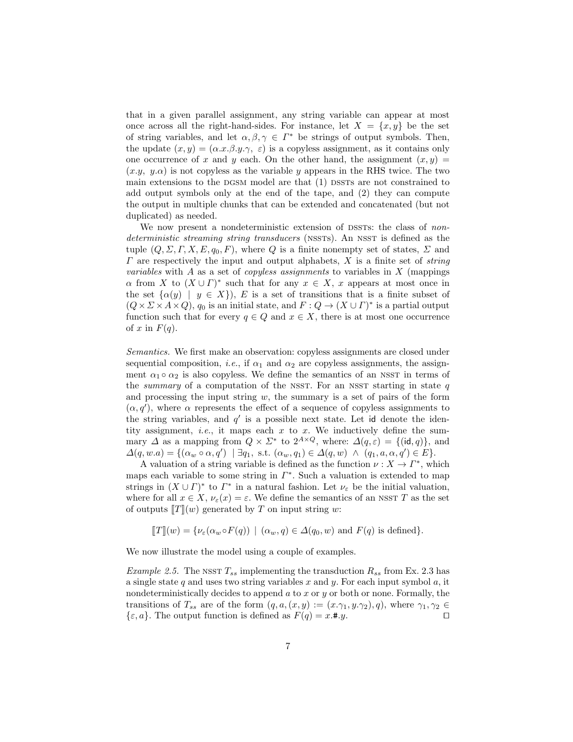that in a given parallel assignment, any string variable can appear at most once across all the right-hand-sides. For instance, let $X = \{x, y\}$ be the set of string variables, and let $\alpha, \beta, \gamma \in \Gamma^*$ be strings of output symbols. Then, the update $(x, y) = (\alpha.x.\beta.y.\gamma,\ \varepsilon)$ is a copyless assignment, as it contains only one occurrence of $x$ and $y$ each. On the other hand, the assignment $(x, y) = (x.y,\ y.\alpha)$ is not copyless as the variable $y$ appears in the RHS twice. The two main extensions to the DGSM model are that (1) DSSTs are not constrained to add output symbols only at the end of the tape, and (2) they can compute the output in multiple chunks that can be extended and concatenated (but not duplicated) as needed.

We now present a nondeterministic extension of DSSTs: the class of *nondeterministic streaming string transducers* (NSSTs). An NSST is defined as the tuple $(Q, \Sigma, \Gamma, X, E, q_0, F)$, where $Q$ is a finite nonempty set of states, $\Sigma$ and $\Gamma$ are respectively the input and output alphabets, $X$ is a finite set of *string variables* with $A$ as a set of *copyless assignments* to variables in $X$ (mappings $\alpha$ from $X$ to $(X \cup \Gamma)^*$ such that for any $x \in X$, $x$ appears at most once in the set $\{\alpha(y) \mid y \in X\}$), $E$ is a set of transitions that is a finite subset of $(Q \times \Sigma \times A \times Q)$, $q_0$ is an initial state, and $F : Q \to (X \cup \Gamma)^*$ is a partial output function such that for every $q \in Q$ and $x \in X$, there is at most one occurrence of $x$ in $F(q)$.

*Semantics.* We first make an observation: copyless assignments are closed under sequential composition, *i.e.*, if $\alpha_1$ and $\alpha_2$ are copyless assignments, the assignment $\alpha_1 \circ \alpha_2$ is also copyless. We define the semantics of an NSST in terms of the *summary* of a computation of the NSST. For an NSST starting in state $q$ and processing the input string $w$, the summary is a set of pairs of the form $(\alpha, q')$, where $\alpha$ represents the effect of a sequence of copyless assignments to the string variables, and $q'$ is a possible next state. Let $\mathsf{id}$ denote the identity assignment, *i.e.*, it maps each $x$ to $x$. We inductively define the summary $\Delta$ as a mapping from $Q \times \Sigma^*$ to $2^{A \times Q}$, where: $\Delta(q, \varepsilon) = \{(\mathsf{id}, q)\}$, and $\Delta(q, w.a) = \{(\alpha_w \circ \alpha, q') \mid \exists q_1,\ \text{s.t.}\ (\alpha_w, q_1) \in \Delta(q, w)\ \wedge\ (q_1, a, \alpha, q') \in E\}$.

A valuation of a string variable is defined as the function $\nu : X \to \Gamma^*$, which maps each variable to some string in $\Gamma^*$. Such a valuation is extended to map strings in $(X \cup \Gamma)^*$ to $\Gamma^*$ in a natural fashion. Let $\nu_\varepsilon$ be the initial valuation, where for all $x \in X$, $\nu_\varepsilon(x) = \varepsilon$. We define the semantics of an NSST $T$ as the set of outputs $[\![T]\!](w)$ generated by $T$ on input string $w$:

$$[\![T]\!](w) = \{\nu_\varepsilon(\alpha_w \circ F(q)) \mid (\alpha_w, q) \in \Delta(q_0, w) \text{ and } F(q) \text{ is defined}\}.$$

We now illustrate the model using a couple of examples.

*Example 2.5.* The NSST $T_{ss}$ implementing the transduction $R_{ss}$ from Ex. 2.3 has a single state $q$ and uses two string variables $x$ and $y$. For each input symbol $a$, it nondeterministically decides to append $a$ to $x$ or $y$ or both or none. Formally, the transitions of $T_{ss}$ are of the form $(q, a, (x, y) := (x.\gamma_1, y.\gamma_2), q)$, where $\gamma_1, \gamma_2 \in \{\varepsilon, a\}$. The output function is defined as $F(q) = x.\#.y$. ◻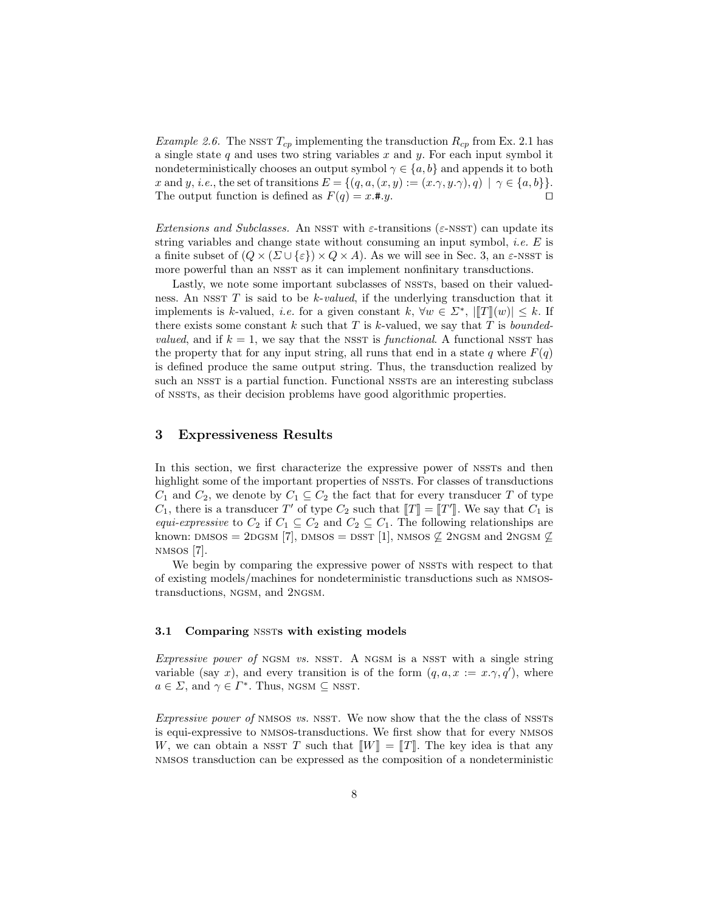*Example 2.6.* The NSST $T_{cp}$ implementing the transduction $R_{cp}$ from Ex. 2.1 has a single state $q$ and uses two string variables $x$ and $y$. For each input symbol it nondeterministically chooses an output symbol $\gamma \in \{a, b\}$ and appends it to both $x$ and $y$, *i.e.*, the set of transitions $E = \{(q, a, (x, y) := (x.\gamma, y.\gamma), q) \mid \gamma \in \{a, b\}\}$. The output function is defined as $F(q) = x.\#.y$. □

*Extensions and Subclasses.* An NSST with $\varepsilon$-transitions ($\varepsilon$-NSST) can update its string variables and change state without consuming an input symbol, *i.e.* $E$ is a finite subset of $(Q \times (\Sigma \cup \{\varepsilon\}) \times Q \times A)$. As we will see in Sec. 3, an $\varepsilon$-NSST is more powerful than an NSST as it can implement nonfinitary transductions.

Lastly, we note some important subclasses of NSSTs, based on their valuedness. An NSST $T$ is said to be *k-valued*, if the underlying transduction that it implements is $k$-valued, *i.e.* for a given constant $k$, $\forall w \in \Sigma^*$, $|[\![T]\!](w)| \leq k$. If there exists some constant $k$ such that $T$ is $k$-valued, we say that $T$ is *bounded-valued*, and if $k = 1$, we say that the NSST is *functional*. A functional NSST has the property that for any input string, all runs that end in a state $q$ where $F(q)$ is defined produce the same output string. Thus, the transduction realized by such an NSST is a partial function. Functional NSSTs are an interesting subclass of NSSTs, as their decision problems have good algorithmic properties.

## 3 Expressiveness Results

In this section, we first characterize the expressive power of NSSTs and then highlight some of the important properties of NSSTs. For classes of transductions $C_1$ and $C_2$, we denote by $C_1 \subseteq C_2$ the fact that for every transducer $T$ of type $C_1$, there is a transducer $T'$ of type $C_2$ such that $[\![T]\!] = [\![T']\!]$. We say that $C_1$ is *equi-expressive* to $C_2$ if $C_1 \subseteq C_2$ and $C_2 \subseteq C_1$. The following relationships are known: DMSOS = 2DGSM [7], DMSOS = DSST [1], NMSOS $\not\subseteq$ 2NGSM and 2NGSM $\not\subseteq$ NMSOS [7].

We begin by comparing the expressive power of NSSTs with respect to that of existing models/machines for nondeterministic transductions such as NMSOS-transductions, NGSM, and 2NGSM.

### 3.1 Comparing NSSTs with existing models

*Expressive power of* NGSM *vs.* NSST. A NGSM is a NSST with a single string variable (say $x$), and every transition is of the form $(q, a, x := x.\gamma, q')$, where $a \in \Sigma$, and $\gamma \in \Gamma^*$. Thus, NGSM $\subseteq$ NSST.

*Expressive power of* NMSOS *vs.* NSST. We now show that the the class of NSSTs is equi-expressive to NMSOS-transductions. We first show that for every NMSOS $W$, we can obtain a NSST $T$ such that $[\![W]\!] = [\![T]\!]$. The key idea is that any NMSOS transduction can be expressed as the composition of a nondeterministic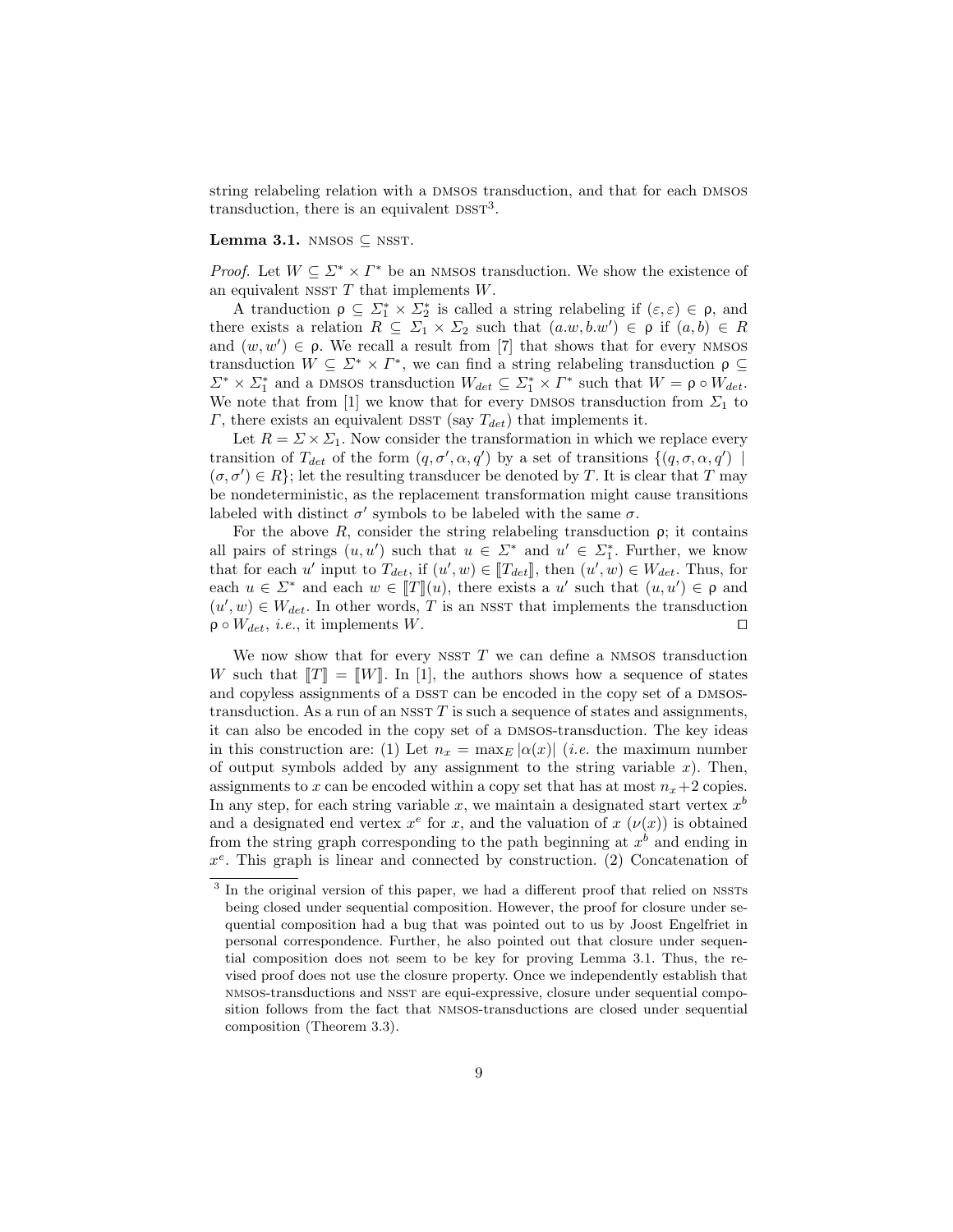string relabeling relation with a DMSOS transduction, and that for each DMSOS transduction, there is an equivalent DSST[3].

**Lemma 3.1.** NMSOS $\subseteq$ NSST.

*Proof.* Let $W \subseteq \Sigma^* \times \Gamma^*$ be an NMSOS transduction. We show the existence of an equivalent NSST $T$ that implements $W$.

A tranduction $\rho \subseteq \Sigma_1^* \times \Sigma_2^*$ is called a string relabeling if $(\varepsilon, \varepsilon) \in \rho$, and there exists a relation $R \subseteq \Sigma_1 \times \Sigma_2$ such that $(a.w, b.w') \in \rho$ if $(a, b) \in R$ and $(w, w') \in \rho$. We recall a result from [7] that shows that for every NMSOS transduction $W \subseteq \Sigma^* \times \Gamma^*$, we can find a string relabeling transduction $\rho \subseteq \Sigma^* \times \Sigma_1^*$ and a DMSOS transduction $W_{det} \subseteq \Sigma_1^* \times \Gamma^*$ such that $W = \rho \circ W_{det}$. We note that from [1] we know that for every DMSOS transduction from $\Sigma_1$ to $\Gamma$, there exists an equivalent DSST (say $T_{det}$) that implements it.

Let $R = \Sigma \times \Sigma_1$. Now consider the transformation in which we replace every transition of $T_{det}$ of the form $(q, \sigma', \alpha, q')$ by a set of transitions $\{(q, \sigma, \alpha, q') \mid (\sigma, \sigma') \in R\}$; let the resulting transducer be denoted by $T$. It is clear that $T$ may be nondeterministic, as the replacement transformation might cause transitions labeled with distinct $\sigma'$ symbols to be labeled with the same $\sigma$.

For the above $R$, consider the string relabeling transduction $\rho$; it contains all pairs of strings $(u, u')$ such that $u \in \Sigma^*$ and $u' \in \Sigma_1^*$. Further, we know that for each $u'$ input to $T_{det}$, if $(u', w) \in [\![T_{det}]\!]$, then $(u', w) \in W_{det}$. Thus, for each $u \in \Sigma^*$ and each $w \in [\![T]\!](u)$, there exists a $u'$ such that $(u, u') \in \rho$ and $(u', w) \in W_{det}$. In other words, $T$ is an NSST that implements the transduction $\rho \circ W_{det}$, *i.e.*, it implements $W$. $\square$

We now show that for every NSST $T$ we can define a NMSOS transduction $W$ such that $[\![T]\!] = [\![W]\!]$. In [1], the authors shows how a sequence of states and copyless assignments of a DSST can be encoded in the copy set of a DMSOS-transduction. As a run of an NSST $T$ is such a sequence of states and assignments, it can also be encoded in the copy set of a DMSOS-transduction. The key ideas in this construction are: (1) Let $n_x = \max_E |\alpha(x)|$ (*i.e.* the maximum number of output symbols added by any assignment to the string variable $x$). Then, assignments to $x$ can be encoded within a copy set that has at most $n_x + 2$ copies. In any step, for each string variable $x$, we maintain a designated start vertex $x^b$ and a designated end vertex $x^e$ for $x$, and the valuation of $x$ ($\nu(x)$) is obtained from the string graph corresponding to the path beginning at $x^b$ and ending in $x^e$. This graph is linear and connected by construction. (2) Concatenation of

[3] In the original version of this paper, we had a different proof that relied on NSSTs being closed under sequential composition. However, the proof for closure under sequential composition had a bug that was pointed out to us by Joost Engelfriet in personal correspondence. Further, he also pointed out that closure under sequential composition does not seem to be key for proving Lemma 3.1. Thus, the revised proof does not use the closure property. Once we independently establish that NMSOS-transductions and NSST are equi-expressive, closure under sequential composition follows from the fact that NMSOS-transductions are closed under sequential composition (Theorem 3.3).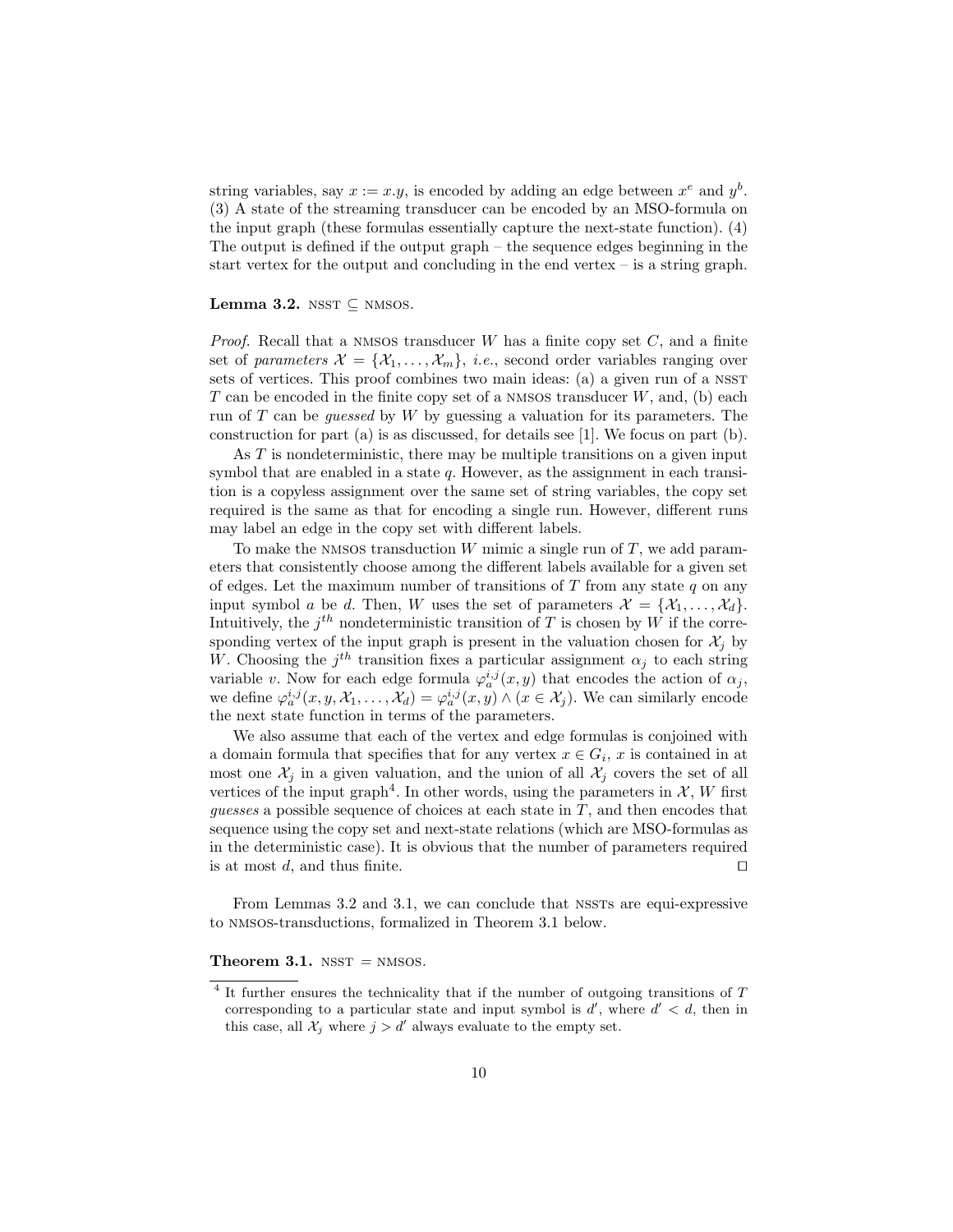string variables, say $x := x.y$, is encoded by adding an edge between $x^e$ and $y^b$. (3) A state of the streaming transducer can be encoded by an MSO-formula on the input graph (these formulas essentially capture the next-state function). (4) The output is defined if the output graph – the sequence edges beginning in the start vertex for the output and concluding in the end vertex – is a string graph.

**Lemma 3.2.** NSST $\subseteq$ NMSOS.

*Proof.* Recall that a NMSOS transducer $W$ has a finite copy set $C$, and a finite set of *parameters* $\mathcal{X} = \{\mathcal{X}_1, \ldots, \mathcal{X}_m\}$, *i.e.*, second order variables ranging over sets of vertices. This proof combines two main ideas: (a) a given run of a NSST $T$ can be encoded in the finite copy set of a NMSOS transducer $W$, and, (b) each run of $T$ can be *guessed* by $W$ by guessing a valuation for its parameters. The construction for part (a) is as discussed, for details see [1]. We focus on part (b).

As $T$ is nondeterministic, there may be multiple transitions on a given input symbol that are enabled in a state $q$. However, as the assignment in each transition is a copyless assignment over the same set of string variables, the copy set required is the same as that for encoding a single run. However, different runs may label an edge in the copy set with different labels.

To make the NMSOS transduction $W$ mimic a single run of $T$, we add parameters that consistently choose among the different labels available for a given set of edges. Let the maximum number of transitions of $T$ from any state $q$ on any input symbol $a$ be $d$. Then, $W$ uses the set of parameters $\mathcal{X} = \{\mathcal{X}_1, \ldots, \mathcal{X}_d\}$. Intuitively, the $j^{th}$ nondeterministic transition of $T$ is chosen by $W$ if the corresponding vertex of the input graph is present in the valuation chosen for $\mathcal{X}_j$ by $W$. Choosing the $j^{th}$ transition fixes a particular assignment $\alpha_j$ to each string variable $v$. Now for each edge formula $\varphi_a^{i,j}(x, y)$ that encodes the action of $\alpha_j$, we define $\varphi_a^{i,j}(x, y, \mathcal{X}_1, \ldots, \mathcal{X}_d) = \varphi_a^{i,j}(x, y) \wedge (x \in \mathcal{X}_j)$. We can similarly encode the next state function in terms of the parameters.

We also assume that each of the vertex and edge formulas is conjoined with a domain formula that specifies that for any vertex $x \in G_i$, $x$ is contained in at most one $\mathcal{X}_j$ in a given valuation, and the union of all $\mathcal{X}_j$ covers the set of all vertices of the input graph[4]. In other words, using the parameters in $\mathcal{X}$, $W$ first *guesses* a possible sequence of choices at each state in $T$, and then encodes that sequence using the copy set and next-state relations (which are MSO-formulas as in the deterministic case). It is obvious that the number of parameters required is at most $d$, and thus finite. ◻

From Lemmas 3.2 and 3.1, we can conclude that NSSTs are equi-expressive to NMSOS-transductions, formalized in Theorem 3.1 below.

**Theorem 3.1.** NSST $=$ NMSOS.

[4] It further ensures the technicality that if the number of outgoing transitions of $T$ corresponding to a particular state and input symbol is $d'$, where $d' < d$, then in this case, all $\mathcal{X}_j$ where $j > d'$ always evaluate to the empty set.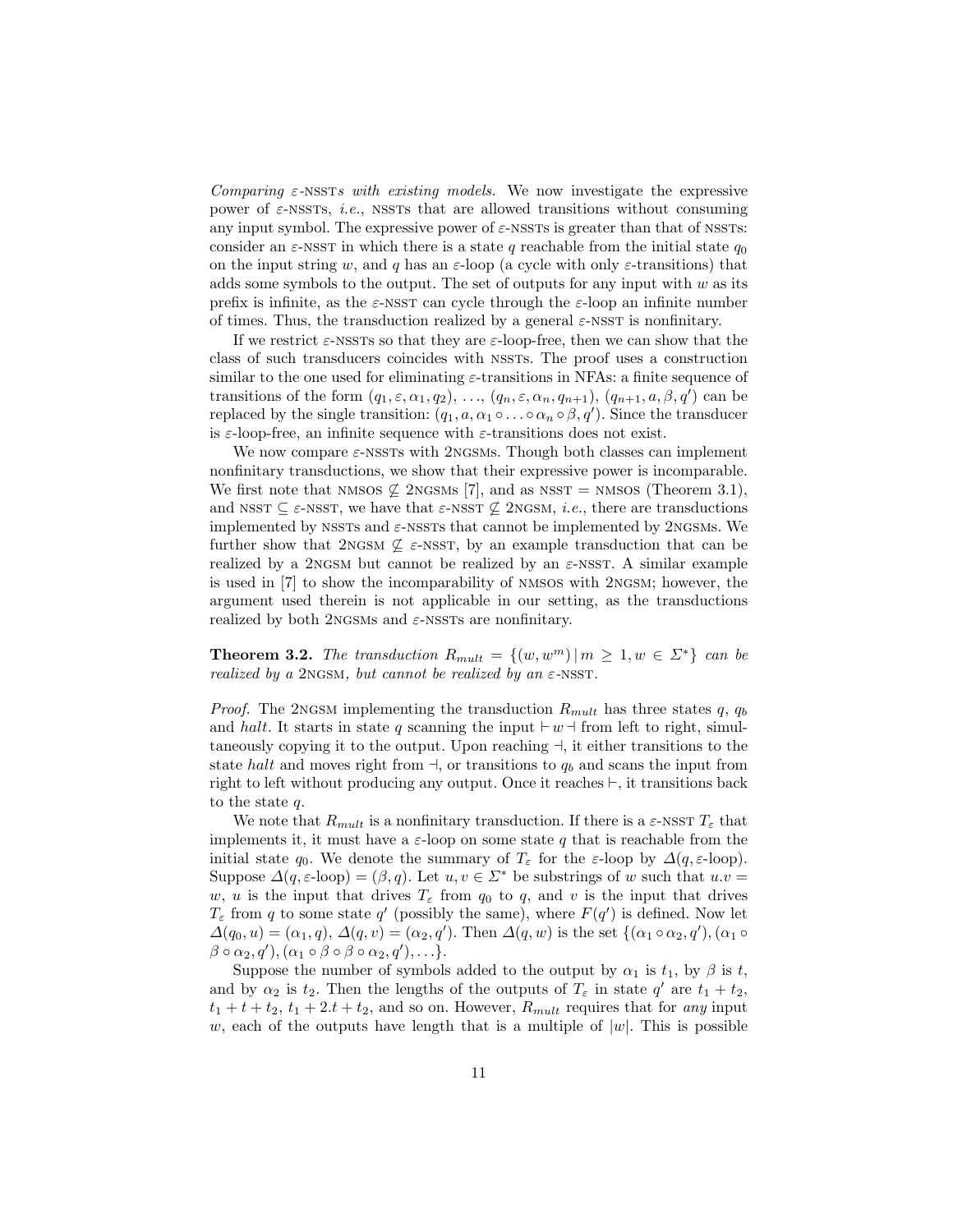*Comparing $\varepsilon$-NSSTs with existing models.* We now investigate the expressive power of $\varepsilon$-NSSTs, *i.e.*, NSSTs that are allowed transitions without consuming any input symbol. The expressive power of $\varepsilon$-NSSTs is greater than that of NSSTs: consider an $\varepsilon$-NSST in which there is a state $q$ reachable from the initial state $q_0$ on the input string $w$, and $q$ has an $\varepsilon$-loop (a cycle with only $\varepsilon$-transitions) that adds some symbols to the output. The set of outputs for any input with $w$ as its prefix is infinite, as the $\varepsilon$-NSST can cycle through the $\varepsilon$-loop an infinite number of times. Thus, the transduction realized by a general $\varepsilon$-NSST is nonfinitary.

If we restrict $\varepsilon$-NSSTs so that they are $\varepsilon$-loop-free, then we can show that the class of such transducers coincides with NSSTs. The proof uses a construction similar to the one used for eliminating $\varepsilon$-transitions in NFAs: a finite sequence of transitions of the form $(q_1, \varepsilon, \alpha_1, q_2)$, $\ldots$, $(q_n, \varepsilon, \alpha_n, q_{n+1})$, $(q_{n+1}, a, \beta, q')$ can be replaced by the single transition: $(q_1, a, \alpha_1 \circ \ldots \circ \alpha_n \circ \beta, q')$. Since the transducer is $\varepsilon$-loop-free, an infinite sequence with $\varepsilon$-transitions does not exist.

We now compare $\varepsilon$-NSSTs with 2NGSMs. Though both classes can implement nonfinitary transductions, we show that their expressive power is incomparable. We first note that NMSOS $\not\subseteq$ 2NGSMs [7], and as NSST = NMSOS (Theorem 3.1), and NSST $\subseteq$ $\varepsilon$-NSST, we have that $\varepsilon$-NSST $\not\subseteq$ 2NGSM, *i.e.*, there are transductions implemented by NSSTs and $\varepsilon$-NSSTs that cannot be implemented by 2NGSMs. We further show that 2NGSM $\not\subseteq$ $\varepsilon$-NSST, by an example transduction that can be realized by a 2NGSM but cannot be realized by an $\varepsilon$-NSST. A similar example is used in [7] to show the incomparability of NMSOS with 2NGSM; however, the argument used therein is not applicable in our setting, as the transductions realized by both 2NGSMs and $\varepsilon$-NSSTs are nonfinitary.

**Theorem 3.2.** *The transduction $R_{mult} = \{(w, w^m) \mid m \geq 1, w \in \Sigma^*\}$ can be realized by a* 2NGSM*, but cannot be realized by an* $\varepsilon$-NSST.

*Proof.* The 2NGSM implementing the transduction $R_{mult}$ has three states $q$, $q_b$ and *halt*. It starts in state $q$ scanning the input $\vdash w \dashv$ from left to right, simultaneously copying it to the output. Upon reaching $\dashv$, it either transitions to the state *halt* and moves right from $\dashv$, or transitions to $q_b$ and scans the input from right to left without producing any output. Once it reaches $\vdash$, it transitions back to the state $q$.

We note that $R_{mult}$ is a nonfinitary transduction. If there is a $\varepsilon$-NSST $T_\varepsilon$ that implements it, it must have a $\varepsilon$-loop on some state $q$ that is reachable from the initial state $q_0$. We denote the summary of $T_\varepsilon$ for the $\varepsilon$-loop by $\Delta(q, \varepsilon\text{-loop})$. Suppose $\Delta(q, \varepsilon\text{-loop}) = (\beta, q)$. Let $u, v \in \Sigma^*$ be substrings of $w$ such that $u.v = w$, $u$ is the input that drives $T_\varepsilon$ from $q_0$ to $q$, and $v$ is the input that drives $T_\varepsilon$ from $q$ to some state $q'$ (possibly the same), where $F(q')$ is defined. Now let $\Delta(q_0, u) = (\alpha_1, q)$, $\Delta(q, v) = (\alpha_2, q')$. Then $\Delta(q, w)$ is the set $\{(\alpha_1 \circ \alpha_2, q'), (\alpha_1 \circ \beta \circ \alpha_2, q'), (\alpha_1 \circ \beta \circ \beta \circ \alpha_2, q'), \ldots\}$.

Suppose the number of symbols added to the output by $\alpha_1$ is $t_1$, by $\beta$ is $t$, and by $\alpha_2$ is $t_2$. Then the lengths of the outputs of $T_\varepsilon$ in state $q'$ are $t_1 + t_2$, $t_1 + t + t_2$, $t_1 + 2.t + t_2$, and so on. However, $R_{mult}$ requires that for *any* input $w$, each of the outputs have length that is a multiple of $|w|$. This is possible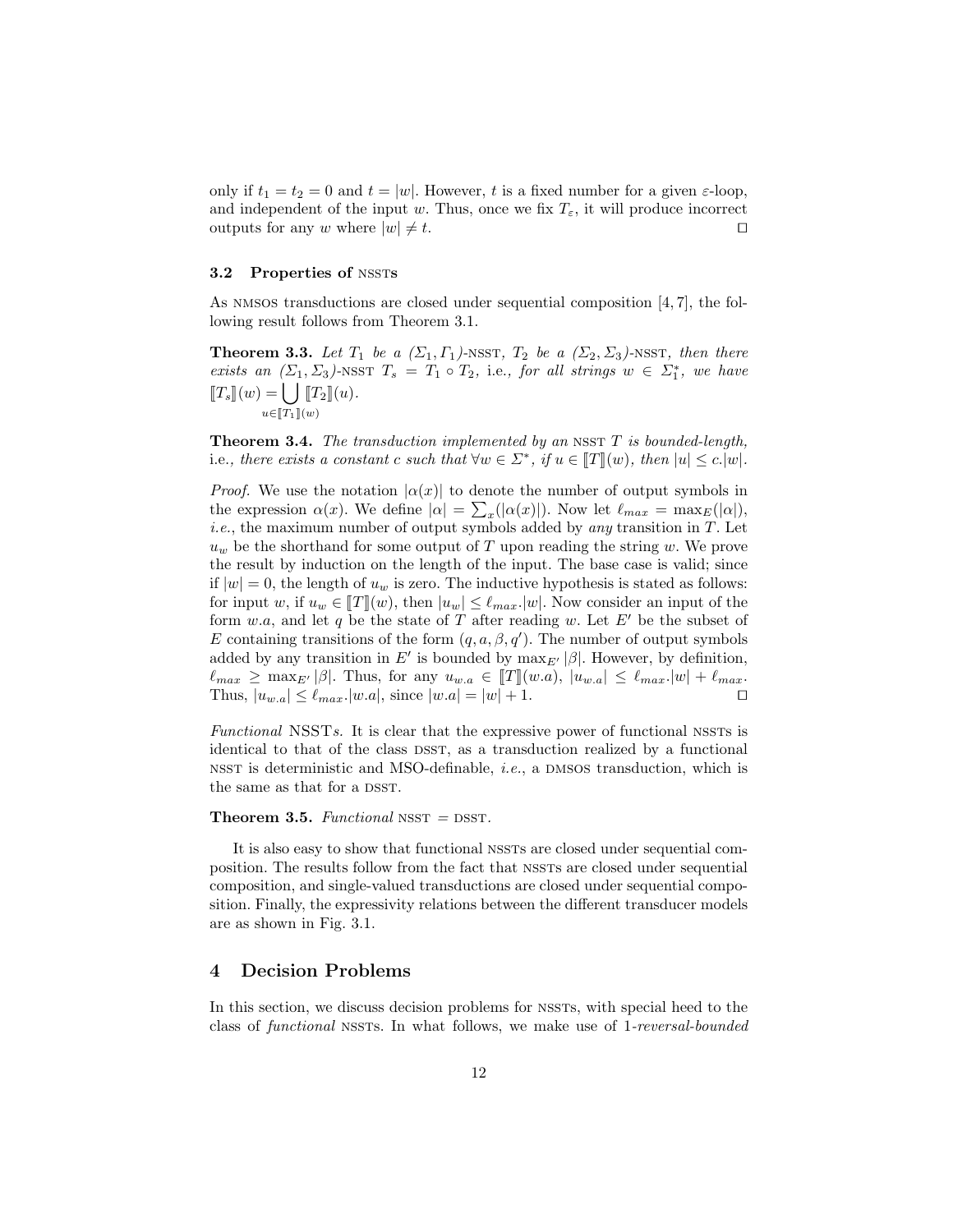only if $t_1 = t_2 = 0$ and $t = |w|$. However, $t$ is a fixed number for a given $\varepsilon$-loop, and independent of the input $w$. Thus, once we fix $T_\varepsilon$, it will produce incorrect outputs for any $w$ where $|w| \neq t$. □

### 3.2 Properties of NSSTs

As NMSOS transductions are closed under sequential composition [4, 7], the following result follows from Theorem 3.1.

**Theorem 3.3.** *Let $T_1$ be a $(\Sigma_1, \Gamma_1)$-NSST, $T_2$ be a $(\Sigma_2, \Sigma_3)$-NSST, then there exists an $(\Sigma_1, \Sigma_3)$-NSST $T_s = T_1 \circ T_2$, i.e., for all strings $w \in \Sigma_1^*$, we have $[\![T_s]\!](w) = \bigcup_{u \in [\![T_1]\!](w)} [\![T_2]\!](u)$.*

**Theorem 3.4.** *The transduction implemented by an NSST $T$ is bounded-length, i.e., there exists a constant $c$ such that $\forall w \in \Sigma^*$, if $u \in [\![T]\!](w)$, then $|u| \leq c.|w|$.*

*Proof.* We use the notation $|\alpha(x)|$ to denote the number of output symbols in the expression $\alpha(x)$. We define $|\alpha| = \sum_x(|\alpha(x)|)$. Now let $\ell_{max} = \max_E(|\alpha|)$, *i.e.*, the maximum number of output symbols added by *any* transition in $T$. Let $u_w$ be the shorthand for some output of $T$ upon reading the string $w$. We prove the result by induction on the length of the input. The base case is valid; since if $|w| = 0$, the length of $u_w$ is zero. The inductive hypothesis is stated as follows: for input $w$, if $u_w \in [\![T]\!](w)$, then $|u_w| \leq \ell_{max}.|w|$. Now consider an input of the form $w.a$, and let $q$ be the state of $T$ after reading $w$. Let $E'$ be the subset of $E$ containing transitions of the form $(q, a, \beta, q')$. The number of output symbols added by any transition in $E'$ is bounded by $\max_{E'} |\beta|$. However, by definition, $\ell_{max} \geq \max_{E'} |\beta|$. Thus, for any $u_{w.a} \in [\![T]\!](w.a)$, $|u_{w.a}| \leq \ell_{max}.|w| + \ell_{max}$. Thus, $|u_{w.a}| \leq \ell_{max}.|w.a|$, since $|w.a| = |w| + 1$. □

*Functional* NSST*s.* It is clear that the expressive power of functional NSSTs is identical to that of the class DSST, as a transduction realized by a functional NSST is deterministic and MSO-definable, *i.e.*, a DMSOS transduction, which is the same as that for a DSST.

**Theorem 3.5.** *Functional* NSST = DSST.

It is also easy to show that functional NSSTs are closed under sequential composition. The results follow from the fact that NSSTs are closed under sequential composition, and single-valued transductions are closed under sequential composition. Finally, the expressivity relations between the different transducer models are as shown in Fig. 3.1.

## 4 Decision Problems

In this section, we discuss decision problems for NSSTs, with special heed to the class of *functional* NSSTs. In what follows, we make use of *1-reversal-bounded*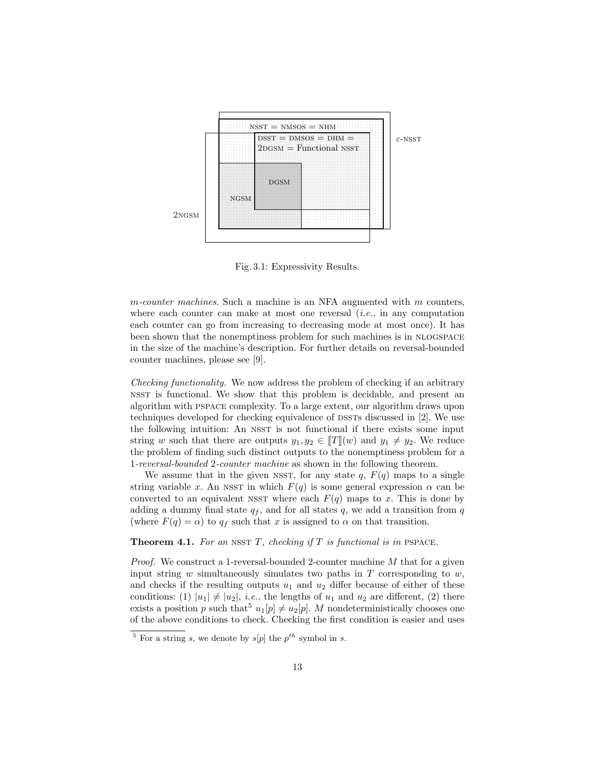Fig. 3.1: Expressivity Results.

*m-counter machines*. Such a machine is an NFA augmented with $m$ counters, where each counter can make at most one reversal (*i.e.*, in any computation each counter can go from increasing to decreasing mode at most once). It has been shown that the nonemptiness problem for such machines is in NLOGSPACE in the size of the machine's description. For further details on reversal-bounded counter machines, please see [9].

*Checking functionality.* We now address the problem of checking if an arbitrary NSST is functional. We show that this problem is decidable, and present an algorithm with PSPACE complexity. To a large extent, our algorithm draws upon techniques developed for checking equivalence of DSSTs discussed in [2]. We use the following intuition: An NSST is not functional if there exists some input string $w$ such that there are outputs $y_1, y_2 \in [\![T]\!](w)$ and $y_1 \neq y_2$. We reduce the problem of finding such distinct outputs to the nonemptiness problem for a 1-*reversal-bounded* 2-*counter machine* as shown in the following theorem.

We assume that in the given NSST, for any state $q$, $F(q)$ maps to a single string variable $x$. An NSST in which $F(q)$ is some general expression $\alpha$ can be converted to an equivalent NSST where each $F(q)$ maps to $x$. This is done by adding a dummy final state $q_f$, and for all states $q$, we add a transition from $q$ (where $F(q) = \alpha$) to $q_f$ such that $x$ is assigned to $\alpha$ on that transition.

**Theorem 4.1.** *For an* NSST $T$*, checking if* $T$ *is functional is in* PSPACE.

*Proof.* We construct a 1-reversal-bounded 2-counter machine $M$ that for a given input string $w$ simultaneously simulates two paths in $T$ corresponding to $w$, and checks if the resulting outputs $u_1$ and $u_2$ differ because of either of these conditions: (1) $|u_1| \neq |u_2|$, *i.e.*, the lengths of $u_1$ and $u_2$ are different, (2) there exists a position $p$ such that[5] $u_1[p] \neq u_2[p]$. $M$ nondeterministically chooses one of the above conditions to check. Checking the first condition is easier and uses

[5] For a string $s$, we denote by $s[p]$ the $p^{th}$ symbol in $s$.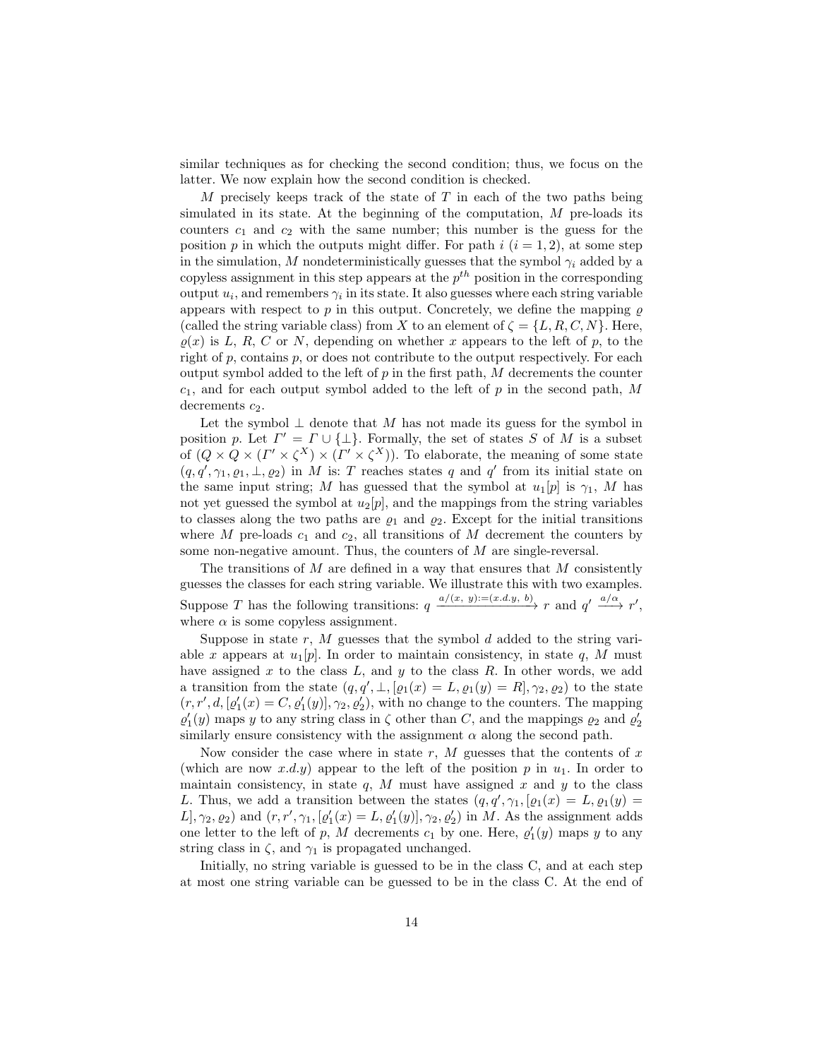similar techniques as for checking the second condition; thus, we focus on the latter. We now explain how the second condition is checked.

$M$ precisely keeps track of the state of $T$ in each of the two paths being simulated in its state. At the beginning of the computation, $M$ pre-loads its counters $c_1$ and $c_2$ with the same number; this number is the guess for the position $p$ in which the outputs might differ. For path $i$ ($i = 1, 2$), at some step in the simulation, $M$ nondeterministically guesses that the symbol $\gamma_i$ added by a copyless assignment in this step appears at the $p^{th}$ position in the corresponding output $u_i$, and remembers $\gamma_i$ in its state. It also guesses where each string variable appears with respect to $p$ in this output. Concretely, we define the mapping $\varrho$ (called the string variable class) from $X$ to an element of $\zeta = \{L, R, C, N\}$. Here, $\varrho(x)$ is $L$, $R$, $C$ or $N$, depending on whether $x$ appears to the left of $p$, to the right of $p$, contains $p$, or does not contribute to the output respectively. For each output symbol added to the left of $p$ in the first path, $M$ decrements the counter $c_1$, and for each output symbol added to the left of $p$ in the second path, $M$ decrements $c_2$.

Let the symbol $\perp$ denote that $M$ has not made its guess for the symbol in position $p$. Let $\Gamma' = \Gamma \cup \{\perp\}$. Formally, the set of states $S$ of $M$ is a subset of $(Q \times Q \times (\Gamma' \times \zeta^X) \times (\Gamma' \times \zeta^X))$. To elaborate, the meaning of some state $(q, q', \gamma_1, \varrho_1, \perp, \varrho_2)$ in $M$ is: $T$ reaches states $q$ and $q'$ from its initial state on the same input string; $M$ has guessed that the symbol at $u_1[p]$ is $\gamma_1$, $M$ has not yet guessed the symbol at $u_2[p]$, and the mappings from the string variables to classes along the two paths are $\varrho_1$ and $\varrho_2$. Except for the initial transitions where $M$ pre-loads $c_1$ and $c_2$, all transitions of $M$ decrement the counters by some non-negative amount. Thus, the counters of $M$ are single-reversal.

The transitions of $M$ are defined in a way that ensures that $M$ consistently guesses the classes for each string variable. We illustrate this with two examples. Suppose $T$ has the following transitions: $q \xrightarrow{a/(x,\ y):=(x.d.y,\ b)} r$ and $q' \xrightarrow{a/\alpha} r'$, where $\alpha$ is some copyless assignment.

Suppose in state $r$, $M$ guesses that the symbol $d$ added to the string variable $x$ appears at $u_1[p]$. In order to maintain consistency, in state $q$, $M$ must have assigned $x$ to the class $L$, and $y$ to the class $R$. In other words, we add a transition from the state $(q, q', \perp, [\varrho_1(x) = L, \varrho_1(y) = R], \gamma_2, \varrho_2)$ to the state $(r, r', d, [\varrho'_1(x) = C, \varrho'_1(y)], \gamma_2, \varrho'_2)$, with no change to the counters. The mapping $\varrho'_1(y)$ maps $y$ to any string class in $\zeta$ other than $C$, and the mappings $\varrho_2$ and $\varrho'_2$ similarly ensure consistency with the assignment $\alpha$ along the second path.

Now consider the case where in state $r$, $M$ guesses that the contents of $x$ (which are now $x.d.y$) appear to the left of the position $p$ in $u_1$. In order to maintain consistency, in state $q$, $M$ must have assigned $x$ and $y$ to the class $L$. Thus, we add a transition between the states $(q, q', \gamma_1, [\varrho_1(x) = L, \varrho_1(y) = L], \gamma_2, \varrho_2)$ and $(r, r', \gamma_1, [\varrho'_1(x) = L, \varrho'_1(y)], \gamma_2, \varrho'_2)$ in $M$. As the assignment adds one letter to the left of $p$, $M$ decrements $c_1$ by one. Here, $\varrho'_1(y)$ maps $y$ to any string class in $\zeta$, and $\gamma_1$ is propagated unchanged.

Initially, no string variable is guessed to be in the class C, and at each step at most one string variable can be guessed to be in the class C. At the end of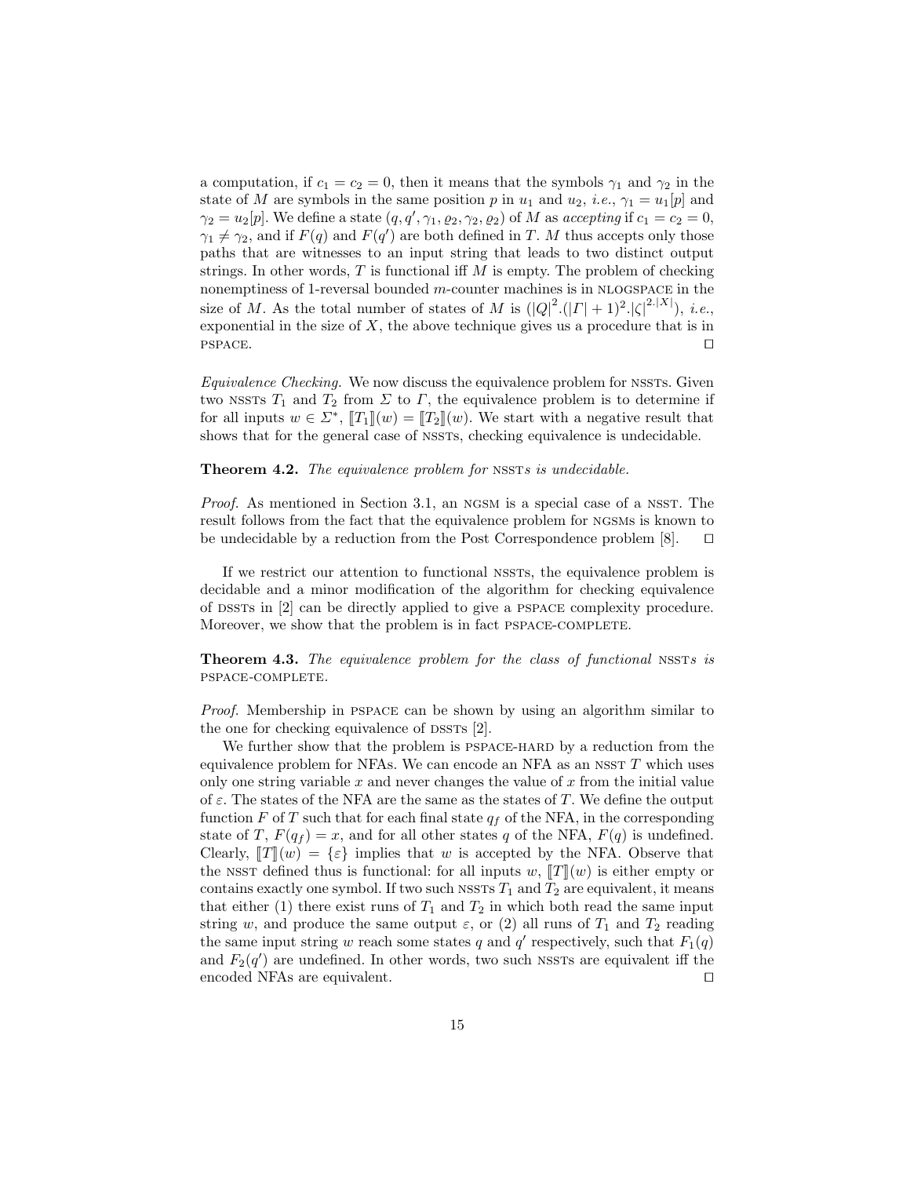a computation, if $c_1 = c_2 = 0$, then it means that the symbols $\gamma_1$ and $\gamma_2$ in the state of $M$ are symbols in the same position $p$ in $u_1$ and $u_2$, *i.e.*, $\gamma_1 = u_1[p]$ and $\gamma_2 = u_2[p]$. We define a state $(q, q', \gamma_1, \varrho_2, \gamma_2, \varrho_2)$ of $M$ as *accepting* if $c_1 = c_2 = 0$, $\gamma_1 \neq \gamma_2$, and if $F(q)$ and $F(q')$ are both defined in $T$. $M$ thus accepts only those paths that are witnesses to an input string that leads to two distinct output strings. In other words, $T$ is functional iff $M$ is empty. The problem of checking nonemptiness of 1-reversal bounded $m$-counter machines is in NLOGSPACE in the size of $M$. As the total number of states of $M$ is $(|Q|^2.(|\Gamma|+1)^2.|\zeta|^{2.|X|})$, *i.e.*, exponential in the size of $X$, the above technique gives us a procedure that is in PSPACE. ◻

*Equivalence Checking.* We now discuss the equivalence problem for NSSTs. Given two NSSTs $T_1$ and $T_2$ from $\Sigma$ to $\Gamma$, the equivalence problem is to determine if for all inputs $w \in \Sigma^*$, $[\![T_1]\!](w) = [\![T_2]\!](w)$. We start with a negative result that shows that for the general case of NSSTs, checking equivalence is undecidable.

**Theorem 4.2.** *The equivalence problem for* NSST*s is undecidable.*

*Proof.* As mentioned in Section 3.1, an NGSM is a special case of a NSST. The result follows from the fact that the equivalence problem for NGSMs is known to be undecidable by a reduction from the Post Correspondence problem [8]. ◻

If we restrict our attention to functional NSSTs, the equivalence problem is decidable and a minor modification of the algorithm for checking equivalence of DSSTs in [2] can be directly applied to give a PSPACE complexity procedure. Moreover, we show that the problem is in fact PSPACE-COMPLETE.

**Theorem 4.3.** *The equivalence problem for the class of functional* NSST*s is* PSPACE-COMPLETE.

*Proof.* Membership in PSPACE can be shown by using an algorithm similar to the one for checking equivalence of DSSTs [2].

We further show that the problem is PSPACE-HARD by a reduction from the equivalence problem for NFAs. We can encode an NFA as an NSST $T$ which uses only one string variable $x$ and never changes the value of $x$ from the initial value of $\varepsilon$. The states of the NFA are the same as the states of $T$. We define the output function $F$ of $T$ such that for each final state $q_f$ of the NFA, in the corresponding state of $T$, $F(q_f) = x$, and for all other states $q$ of the NFA, $F(q)$ is undefined. Clearly, $[\![T]\!](w) = \{\varepsilon\}$ implies that $w$ is accepted by the NFA. Observe that the NSST defined thus is functional: for all inputs $w$, $[\![T]\!](w)$ is either empty or contains exactly one symbol. If two such NSSTs $T_1$ and $T_2$ are equivalent, it means that either (1) there exist runs of $T_1$ and $T_2$ in which both read the same input string $w$, and produce the same output $\varepsilon$, or (2) all runs of $T_1$ and $T_2$ reading the same input string $w$ reach some states $q$ and $q'$ respectively, such that $F_1(q)$ and $F_2(q')$ are undefined. In other words, two such NSSTs are equivalent iff the encoded NFAs are equivalent. ◻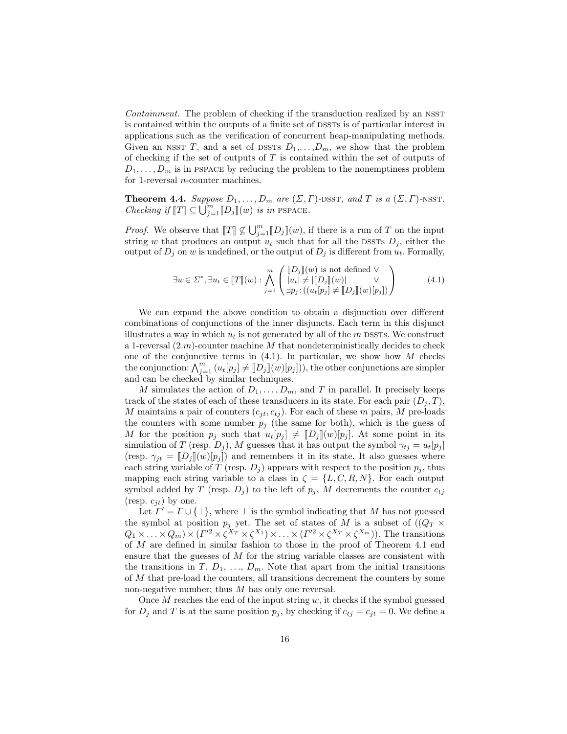*Containment.* The problem of checking if the transduction realized by an NSST is contained within the outputs of a finite set of DSSTs is of particular interest in applications such as the verification of concurrent heap-manipulating methods. Given an NSST $T$, and a set of DSSTs $D_1, \ldots, D_m$, we show that the problem of checking if the set of outputs of $T$ is contained within the set of outputs of $D_1, \ldots, D_m$ is in PSPACE by reducing the problem to the nonemptiness problem for 1-reversal $n$-counter machines.

**Theorem 4.4.** *Suppose $D_1, \ldots, D_m$ are $(\Sigma, \Gamma)$-DSST, and $T$ is a $(\Sigma, \Gamma)$-NSST. Checking if $[\![T]\!] \subseteq \bigcup_{j=1}^{m} [\![D_j]\!](w)$ is in PSPACE.*

*Proof.* We observe that $[\![T]\!] \not\subseteq \bigcup_{j=1}^{m} [\![D_j]\!](w)$, if there is a run of $T$ on the input string $w$ that produces an output $u_t$ such that for all the DSSTs $D_j$, either the output of $D_j$ on $w$ is undefined, or the output of $D_j$ is different from $u_t$. Formally,

$$\exists w \in \Sigma^*, \exists u_t \in [\![T]\!](w) : \bigwedge_{j=1}^{m} \begin{pmatrix} [\![D_j]\!](w) \text{ is not defined } \vee \\ |u_t| \neq |[\![D_j]\!](w)| \quad\quad \vee \\ \exists p_j : ((u_t[p_j] \neq [\![D_j]\!](w)[p_j]) \end{pmatrix} \tag{4.1}$$

We can expand the above condition to obtain a disjunction over different combinations of conjunctions of the inner disjuncts. Each term in this disjunct illustrates a way in which $u_t$ is not generated by all of the $m$ DSSTs. We construct a 1-reversal $(2.m)$-counter machine $M$ that nondeterministically decides to check one of the conjunctive terms in (4.1). In particular, we show how $M$ checks the conjunction: $\bigwedge_{j=1}^{m} (u_t[p_j] \neq [\![D_j]\!](w)[p_j]))$, the other conjunctions are simpler and can be checked by similar techniques.

$M$ simulates the action of $D_1, \ldots, D_m$, and $T$ in parallel. It precisely keeps track of the states of each of these transducers in its state. For each pair $(D_j, T)$, $M$ maintains a pair of counters $(c_{jt}, c_{tj})$. For each of these $m$ pairs, $M$ pre-loads the counters with some number $p_j$ (the same for both), which is the guess of $M$ for the position $p_j$ such that $u_t[p_j] \neq [\![D_j]\!](w)[p_j]$. At some point in its simulation of $T$ (resp. $D_j$), $M$ guesses that it has output the symbol $\gamma_{tj} = u_t[p_j]$ (resp. $\gamma_{jt} = [\![D_j]\!](w)[p_j]$) and remembers it in its state. It also guesses where each string variable of $T$ (resp. $D_j$) appears with respect to the position $p_j$, thus mapping each string variable to a class in $\zeta = \{L, C, R, N\}$. For each output symbol added by $T$ (resp. $D_j$) to the left of $p_j$, $M$ decrements the counter $c_{tj}$ (resp. $c_{jt}$) by one.

Let $\Gamma' = \Gamma \cup \{\bot\}$, where $\bot$ is the symbol indicating that $M$ has not guessed the symbol at position $p_j$ yet. The set of states of $M$ is a subset of $((Q_T \times Q_1 \times \ldots \times Q_m) \times (\Gamma'^2 \times \zeta^{X_T} \times \zeta^{X_1}) \times \ldots \times (\Gamma'^2 \times \zeta^{X_T} \times \zeta^{X_m}))$. The transitions of $M$ are defined in similar fashion to those in the proof of Theorem 4.1 end ensure that the guesses of $M$ for the string variable classes are consistent with the transitions in $T$, $D_1$, ..., $D_m$. Note that apart from the initial transitions of $M$ that pre-load the counters, all transitions decrement the counters by some non-negative number; thus $M$ has only one reversal.

Once $M$ reaches the end of the input string $w$, it checks if the symbol guessed for $D_j$ and $T$ is at the same position $p_j$, by checking if $c_{tj} = c_{jt} = 0$. We define a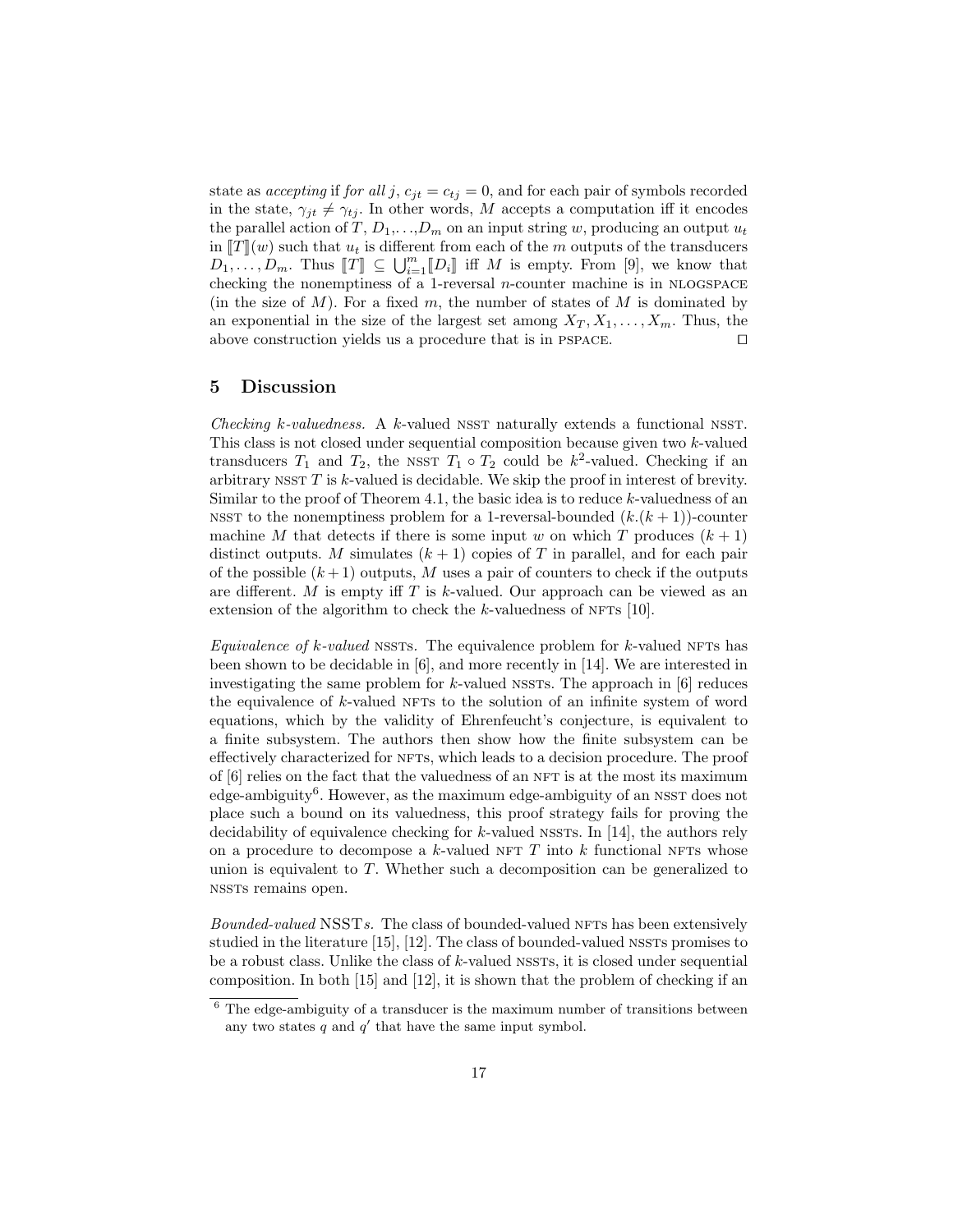state as *accepting* if *for all* $j$, $c_{jt} = c_{tj} = 0$, and for each pair of symbols recorded in the state, $\gamma_{jt} \neq \gamma_{tj}$. In other words, $M$ accepts a computation iff it encodes the parallel action of $T$, $D_1$,...,$D_m$ on an input string $w$, producing an output $u_t$ in $[\![T]\!](w)$ such that $u_t$ is different from each of the $m$ outputs of the transducers $D_1, \ldots, D_m$. Thus $[\![T]\!] \subseteq \bigcup_{i=1}^{m} [\![D_i]\!]$ iff $M$ is empty. From [9], we know that checking the nonemptiness of a 1-reversal $n$-counter machine is in NLOGSPACE (in the size of $M$). For a fixed $m$, the number of states of $M$ is dominated by an exponential in the size of the largest set among $X_T, X_1, \ldots, X_m$. Thus, the above construction yields us a procedure that is in PSPACE. □

## 5 Discussion

*Checking k-valuedness.* A $k$-valued NSST naturally extends a functional NSST. This class is not closed under sequential composition because given two $k$-valued transducers $T_1$ and $T_2$, the NSST $T_1 \circ T_2$ could be $k^2$-valued. Checking if an arbitrary NSST $T$ is $k$-valued is decidable. We skip the proof in interest of brevity. Similar to the proof of Theorem 4.1, the basic idea is to reduce $k$-valuedness of an NSST to the nonemptiness problem for a 1-reversal-bounded $(k.(k+1))$-counter machine $M$ that detects if there is some input $w$ on which $T$ produces $(k+1)$ distinct outputs. $M$ simulates $(k+1)$ copies of $T$ in parallel, and for each pair of the possible $(k+1)$ outputs, $M$ uses a pair of counters to check if the outputs are different. $M$ is empty iff $T$ is $k$-valued. Our approach can be viewed as an extension of the algorithm to check the $k$-valuedness of NFTs [10].

*Equivalence of k-valued* NSSTs. The equivalence problem for $k$-valued NFTs has been shown to be decidable in [6], and more recently in [14]. We are interested in investigating the same problem for $k$-valued NSSTs. The approach in [6] reduces the equivalence of $k$-valued NFTs to the solution of an infinite system of word equations, which by the validity of Ehrenfeucht's conjecture, is equivalent to a finite subsystem. The authors then show how the finite subsystem can be effectively characterized for NFTs, which leads to a decision procedure. The proof of [6] relies on the fact that the valuedness of an NFT is at the most its maximum edge-ambiguity[6]. However, as the maximum edge-ambiguity of an NSST does not place such a bound on its valuedness, this proof strategy fails for proving the decidability of equivalence checking for $k$-valued NSSTs. In [14], the authors rely on a procedure to decompose a $k$-valued NFT $T$ into $k$ functional NFTs whose union is equivalent to $T$. Whether such a decomposition can be generalized to NSSTs remains open.

*Bounded-valued* NSST*s.* The class of bounded-valued NFTs has been extensively studied in the literature [15], [12]. The class of bounded-valued NSSTs promises to be a robust class. Unlike the class of $k$-valued NSSTs, it is closed under sequential composition. In both [15] and [12], it is shown that the problem of checking if an

[6] The edge-ambiguity of a transducer is the maximum number of transitions between any two states $q$ and $q'$ that have the same input symbol.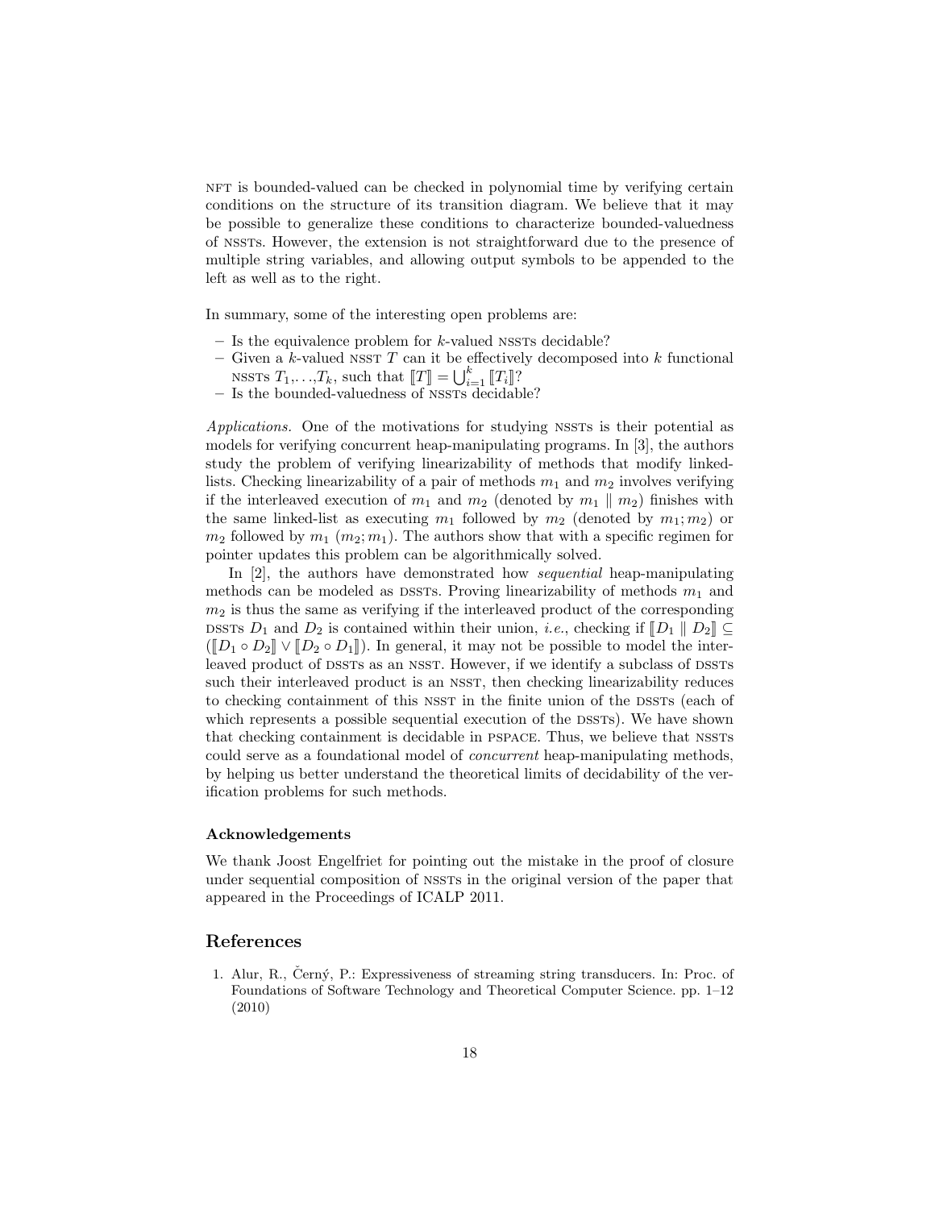NFT is bounded-valued can be checked in polynomial time by verifying certain conditions on the structure of its transition diagram. We believe that it may be possible to generalize these conditions to characterize bounded-valuedness of NSSTs. However, the extension is not straightforward due to the presence of multiple string variables, and allowing output symbols to be appended to the left as well as to the right.

In summary, some of the interesting open problems are:

– Is the equivalence problem for $k$-valued NSSTs decidable?
– Given a $k$-valued NSST $T$ can it be effectively decomposed into $k$ functional NSSTs $T_1, \ldots, T_k$, such that $[\![T]\!] = \bigcup_{i=1}^{k} [\![T_i]\!]$?
– Is the bounded-valuedness of NSSTs decidable?

*Applications.* One of the motivations for studying NSSTs is their potential as models for verifying concurrent heap-manipulating programs. In [3], the authors study the problem of verifying linearizability of methods that modify linked-lists. Checking linearizability of a pair of methods $m_1$ and $m_2$ involves verifying if the interleaved execution of $m_1$ and $m_2$ (denoted by $m_1 \parallel m_2$) finishes with the same linked-list as executing $m_1$ followed by $m_2$ (denoted by $m_1; m_2$) or $m_2$ followed by $m_1$ ($m_2; m_1$). The authors show that with a specific regimen for pointer updates this problem can be algorithmically solved.

In [2], the authors have demonstrated how *sequential* heap-manipulating methods can be modeled as DSSTs. Proving linearizability of methods $m_1$ and $m_2$ is thus the same as verifying if the interleaved product of the corresponding DSSTs $D_1$ and $D_2$ is contained within their union, *i.e.*, checking if $[\![D_1 \parallel D_2]\!] \subseteq ([\![D_1 \circ D_2]\!] \vee [\![D_2 \circ D_1]\!])$. In general, it may not be possible to model the interleaved product of DSSTs as an NSST. However, if we identify a subclass of DSSTs such their interleaved product is an NSST, then checking linearizability reduces to checking containment of this NSST in the finite union of the DSSTs (each of which represents a possible sequential execution of the DSSTs). We have shown that checking containment is decidable in PSPACE. Thus, we believe that NSSTs could serve as a foundational model of *concurrent* heap-manipulating methods, by helping us better understand the theoretical limits of decidability of the verification problems for such methods.

### Acknowledgements

We thank Joost Engelfriet for pointing out the mistake in the proof of closure under sequential composition of NSSTs in the original version of the paper that appeared in the Proceedings of ICALP 2011.

## References

1. Alur, R., Černý, P.: Expressiveness of streaming string transducers. In: Proc. of Foundations of Software Technology and Theoretical Computer Science. pp. 1–12 (2010)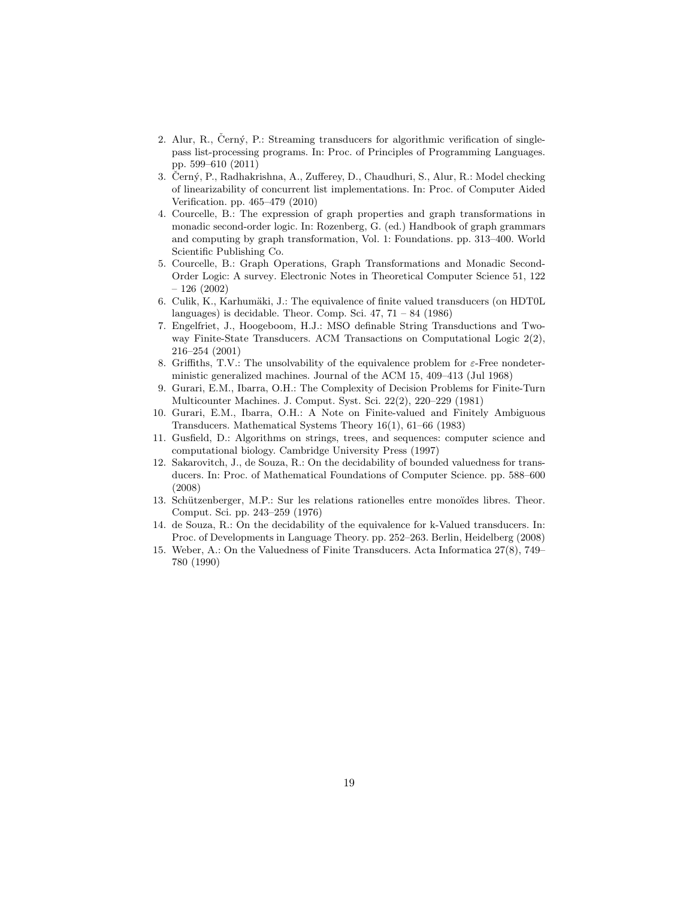2. Alur, R., Černý, P.: Streaming transducers for algorithmic verification of single-pass list-processing programs. In: Proc. of Principles of Programming Languages. pp. 599–610 (2011)
3. Černý, P., Radhakrishna, A., Zufferey, D., Chaudhuri, S., Alur, R.: Model checking of linearizability of concurrent list implementations. In: Proc. of Computer Aided Verification. pp. 465–479 (2010)
4. Courcelle, B.: The expression of graph properties and graph transformations in monadic second-order logic. In: Rozenberg, G. (ed.) Handbook of graph grammars and computing by graph transformation, Vol. 1: Foundations. pp. 313–400. World Scientific Publishing Co.
5. Courcelle, B.: Graph Operations, Graph Transformations and Monadic Second-Order Logic: A survey. Electronic Notes in Theoretical Computer Science 51, 122 – 126 (2002)
6. Culik, K., Karhumäki, J.: The equivalence of finite valued transducers (on HDT0L languages) is decidable. Theor. Comp. Sci. 47, 71 – 84 (1986)
7. Engelfriet, J., Hoogeboom, H.J.: MSO definable String Transductions and Two-way Finite-State Transducers. ACM Transactions on Computational Logic 2(2), 216–254 (2001)
8. Griffiths, T.V.: The unsolvability of the equivalence problem for $\varepsilon$-Free nondeterministic generalized machines. Journal of the ACM 15, 409–413 (Jul 1968)
9. Gurari, E.M., Ibarra, O.H.: The Complexity of Decision Problems for Finite-Turn Multicounter Machines. J. Comput. Syst. Sci. 22(2), 220–229 (1981)
10. Gurari, E.M., Ibarra, O.H.: A Note on Finite-valued and Finitely Ambiguous Transducers. Mathematical Systems Theory 16(1), 61–66 (1983)
11. Gusfield, D.: Algorithms on strings, trees, and sequences: computer science and computational biology. Cambridge University Press (1997)
12. Sakarovitch, J., de Souza, R.: On the decidability of bounded valuedness for transducers. In: Proc. of Mathematical Foundations of Computer Science. pp. 588–600 (2008)
13. Schützenberger, M.P.: Sur les relations rationelles entre monoïdes libres. Theor. Comput. Sci. pp. 243–259 (1976)
14. de Souza, R.: On the decidability of the equivalence for k-Valued transducers. In: Proc. of Developments in Language Theory. pp. 252–263. Berlin, Heidelberg (2008)
15. Weber, A.: On the Valuedness of Finite Transducers. Acta Informatica 27(8), 749–780 (1990)